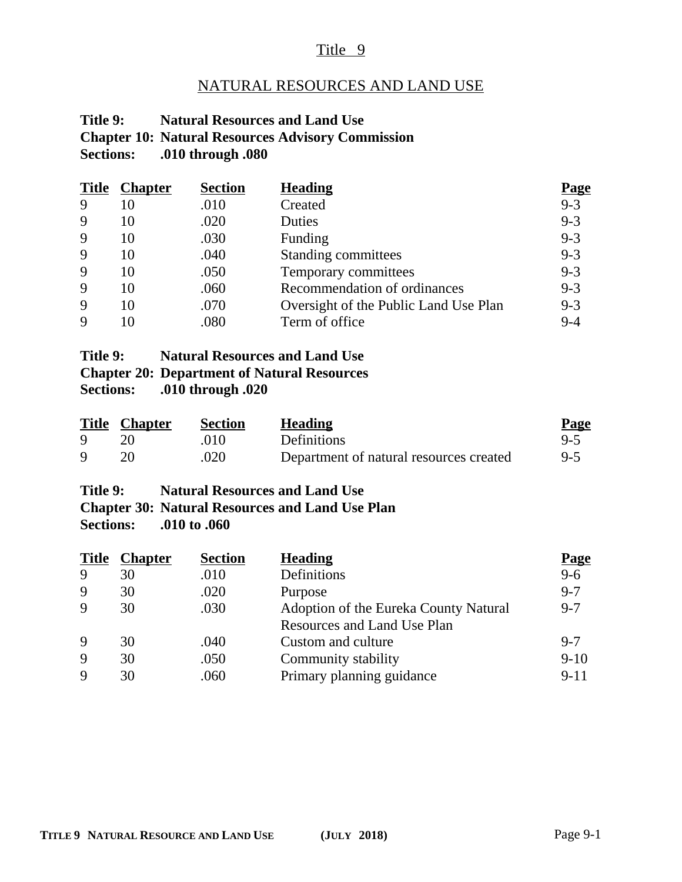# Title 9

## NATURAL RESOURCES AND LAND USE

**Title 9: Natural Resources and Land Use**
**Chapter 10: Natural Resources Advisory Commission**
**Sections: .010 through .080**

| Title | Chapter | Section | Heading | Page |
|---|---|---|---|---|
| 9 | 10 | .010 | Created | 9-3 |
| 9 | 10 | .020 | Duties | 9-3 |
| 9 | 10 | .030 | Funding | 9-3 |
| 9 | 10 | .040 | Standing committees | 9-3 |
| 9 | 10 | .050 | Temporary committees | 9-3 |
| 9 | 10 | .060 | Recommendation of ordinances | 9-3 |
| 9 | 10 | .070 | Oversight of the Public Land Use Plan | 9-3 |
| 9 | 10 | .080 | Term of office | 9-4 |

**Title 9: Natural Resources and Land Use**
**Chapter 20: Department of Natural Resources**
**Sections: .010 through .020**

| Title | Chapter | Section | Heading | Page |
|---|---|---|---|---|
| 9 | 20 | .010 | Definitions | 9-5 |
| 9 | 20 | .020 | Department of natural resources created | 9-5 |

**Title 9: Natural Resources and Land Use**
**Chapter 30: Natural Resources and Land Use Plan**
**Sections: .010 to .060**

| Title | Chapter | Section | Heading | Page |
|---|---|---|---|---|
| 9 | 30 | .010 | Definitions | 9-6 |
| 9 | 30 | .020 | Purpose | 9-7 |
| 9 | 30 | .030 | Adoption of the Eureka County Natural Resources and Land Use Plan | 9-7 |
| 9 | 30 | .040 | Custom and culture | 9-7 |
| 9 | 30 | .050 | Community stability | 9-10 |
| 9 | 30 | .060 | Primary planning guidance | 9-11 |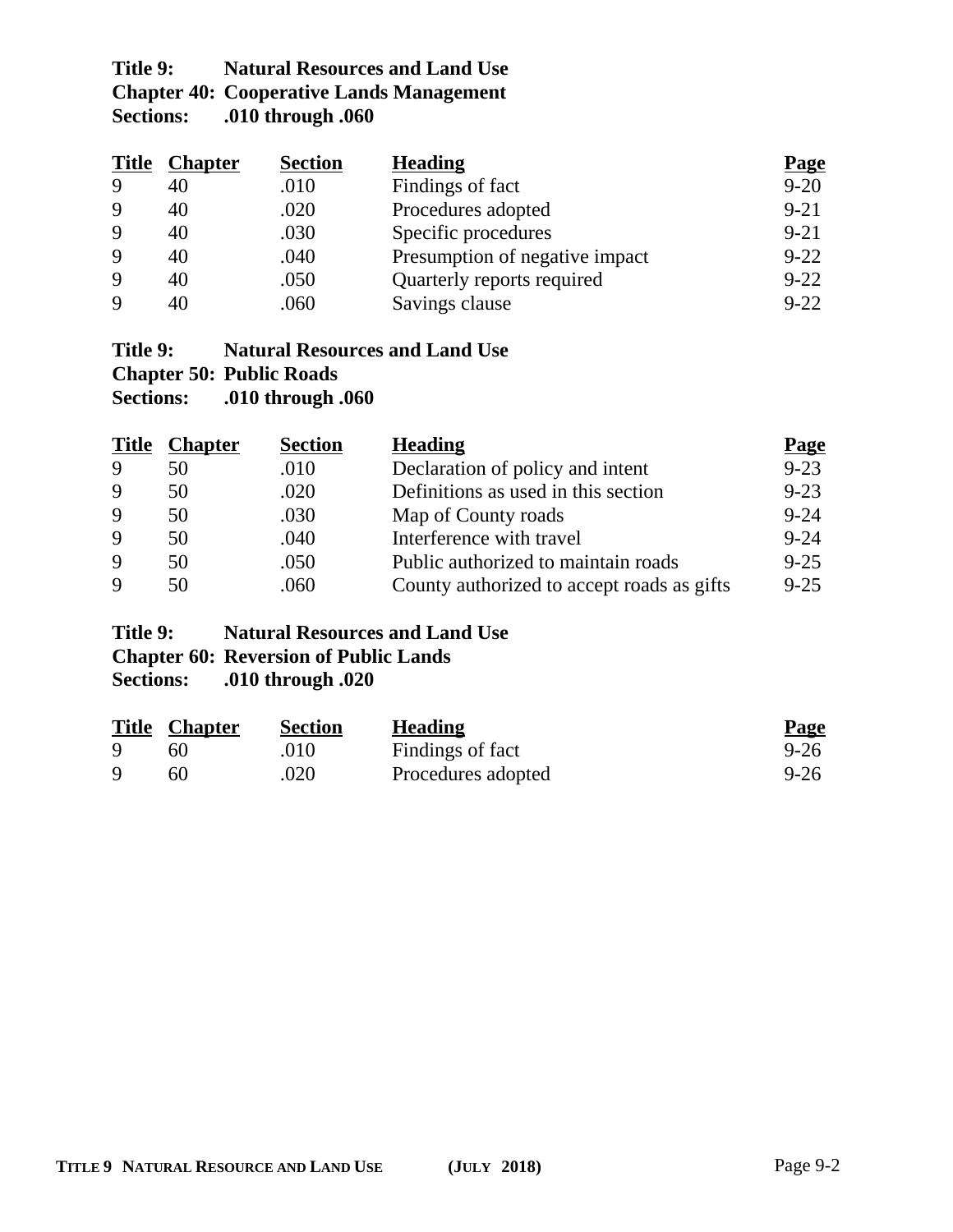**Title 9: Natural Resources and Land Use**
**Chapter 40: Cooperative Lands Management**
**Sections: .010 through .060**

| Title | Chapter | Section | Heading | Page |
|---|---|---|---|---|
| 9 | 40 | .010 | Findings of fact | 9-20 |
| 9 | 40 | .020 | Procedures adopted | 9-21 |
| 9 | 40 | .030 | Specific procedures | 9-21 |
| 9 | 40 | .040 | Presumption of negative impact | 9-22 |
| 9 | 40 | .050 | Quarterly reports required | 9-22 |
| 9 | 40 | .060 | Savings clause | 9-22 |

**Title 9: Natural Resources and Land Use**
**Chapter 50: Public Roads**
**Sections: .010 through .060**

| Title | Chapter | Section | Heading | Page |
|---|---|---|---|---|
| 9 | 50 | .010 | Declaration of policy and intent | 9-23 |
| 9 | 50 | .020 | Definitions as used in this section | 9-23 |
| 9 | 50 | .030 | Map of County roads | 9-24 |
| 9 | 50 | .040 | Interference with travel | 9-24 |
| 9 | 50 | .050 | Public authorized to maintain roads | 9-25 |
| 9 | 50 | .060 | County authorized to accept roads as gifts | 9-25 |

**Title 9: Natural Resources and Land Use**
**Chapter 60: Reversion of Public Lands**
**Sections: .010 through .020**

| Title | Chapter | Section | Heading | Page |
|---|---|---|---|---|
| 9 | 60 | .010 | Findings of fact | 9-26 |
| 9 | 60 | .020 | Procedures adopted | 9-26 |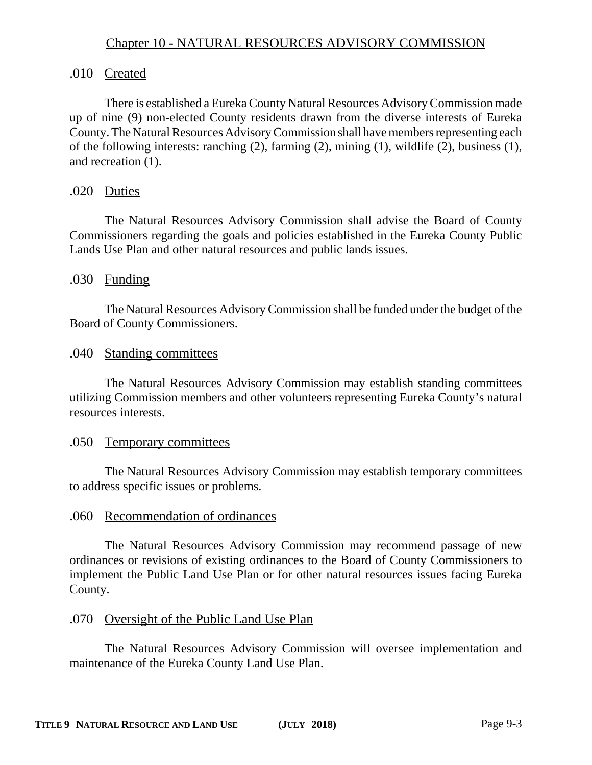# Chapter 10 - NATURAL RESOURCES ADVISORY COMMISSION

## .010 Created

There is established a Eureka County Natural Resources Advisory Commission made up of nine (9) non-elected County residents drawn from the diverse interests of Eureka County. The Natural Resources Advisory Commission shall have members representing each of the following interests: ranching (2), farming (2), mining (1), wildlife (2), business (1), and recreation (1).

## .020 Duties

The Natural Resources Advisory Commission shall advise the Board of County Commissioners regarding the goals and policies established in the Eureka County Public Lands Use Plan and other natural resources and public lands issues.

## .030 Funding

The Natural Resources Advisory Commission shall be funded under the budget of the Board of County Commissioners.

## .040 Standing committees

The Natural Resources Advisory Commission may establish standing committees utilizing Commission members and other volunteers representing Eureka County's natural resources interests.

## .050 Temporary committees

The Natural Resources Advisory Commission may establish temporary committees to address specific issues or problems.

## .060 Recommendation of ordinances

The Natural Resources Advisory Commission may recommend passage of new ordinances or revisions of existing ordinances to the Board of County Commissioners to implement the Public Land Use Plan or for other natural resources issues facing Eureka County.

## .070 Oversight of the Public Land Use Plan

The Natural Resources Advisory Commission will oversee implementation and maintenance of the Eureka County Land Use Plan.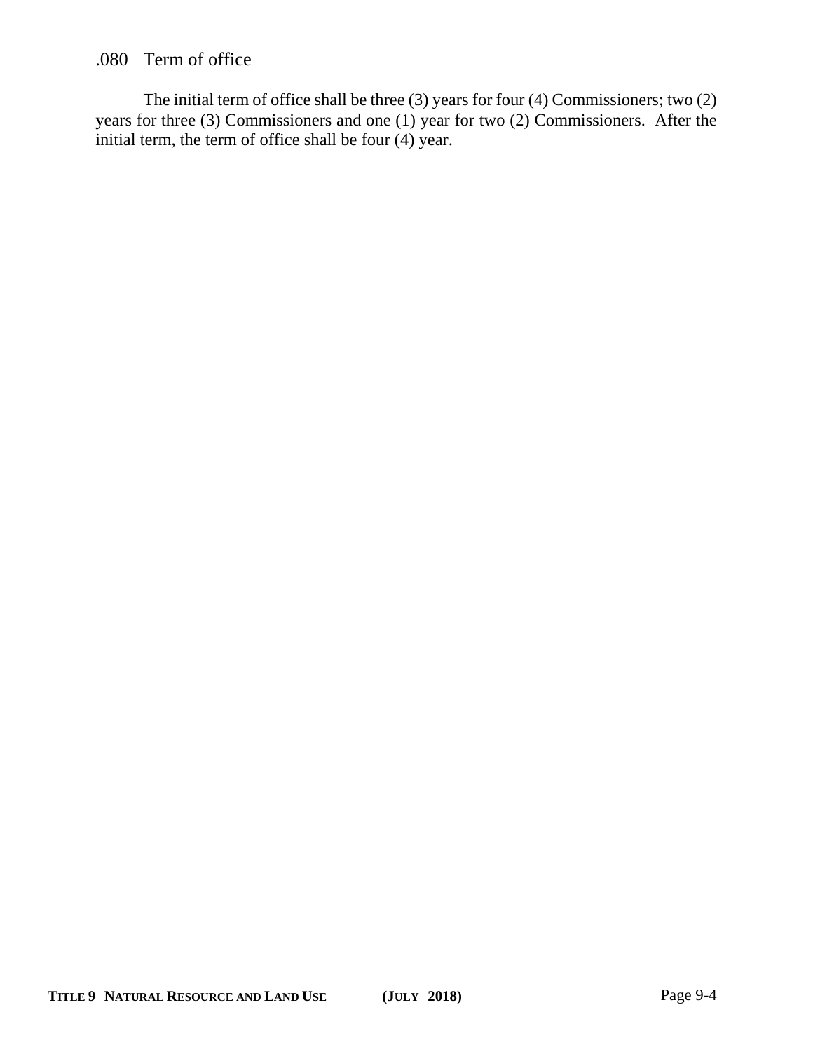.080 Term of office

The initial term of office shall be three (3) years for four (4) Commissioners; two (2) years for three (3) Commissioners and one (1) year for two (2) Commissioners. After the initial term, the term of office shall be four (4) year.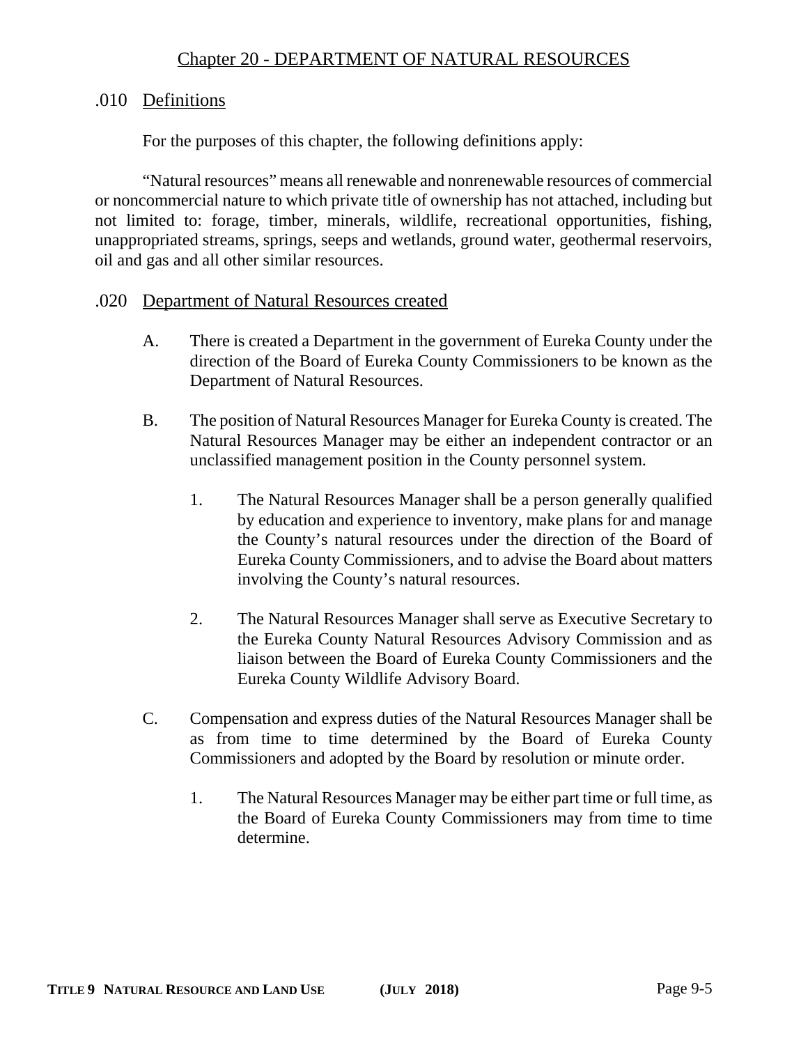# Chapter 20 - DEPARTMENT OF NATURAL RESOURCES

## .010 Definitions

For the purposes of this chapter, the following definitions apply:

"Natural resources" means all renewable and nonrenewable resources of commercial or noncommercial nature to which private title of ownership has not attached, including but not limited to: forage, timber, minerals, wildlife, recreational opportunities, fishing, unappropriated streams, springs, seeps and wetlands, ground water, geothermal reservoirs, oil and gas and all other similar resources.

## .020 Department of Natural Resources created

A. There is created a Department in the government of Eureka County under the direction of the Board of Eureka County Commissioners to be known as the Department of Natural Resources.

B. The position of Natural Resources Manager for Eureka County is created. The Natural Resources Manager may be either an independent contractor or an unclassified management position in the County personnel system.

   1. The Natural Resources Manager shall be a person generally qualified by education and experience to inventory, make plans for and manage the County's natural resources under the direction of the Board of Eureka County Commissioners, and to advise the Board about matters involving the County's natural resources.

   2. The Natural Resources Manager shall serve as Executive Secretary to the Eureka County Natural Resources Advisory Commission and as liaison between the Board of Eureka County Commissioners and the Eureka County Wildlife Advisory Board.

C. Compensation and express duties of the Natural Resources Manager shall be as from time to time determined by the Board of Eureka County Commissioners and adopted by the Board by resolution or minute order.

   1. The Natural Resources Manager may be either part time or full time, as the Board of Eureka County Commissioners may from time to time determine.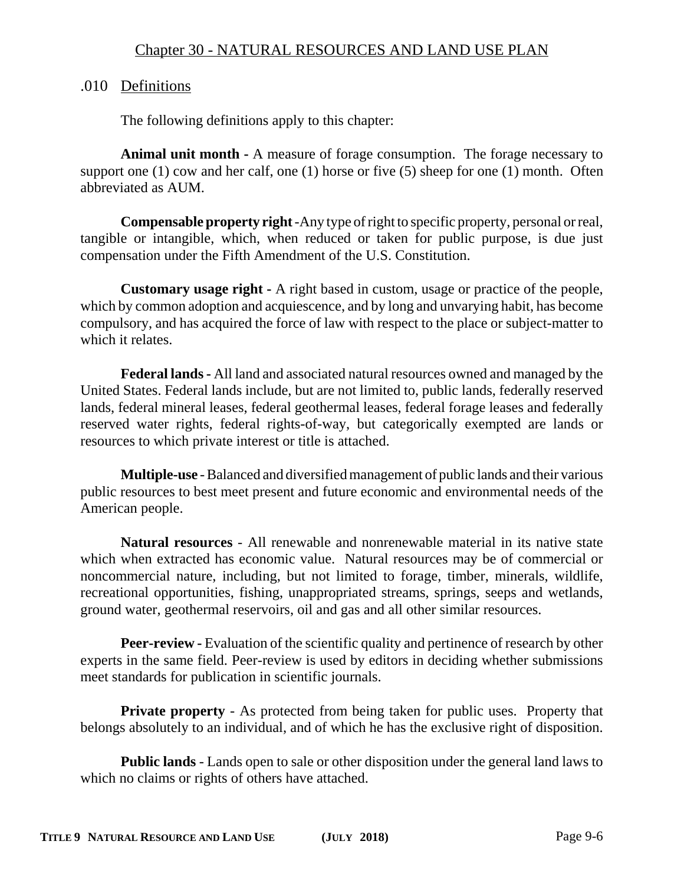# Chapter 30 - NATURAL RESOURCES AND LAND USE PLAN

## .010 Definitions

The following definitions apply to this chapter:

**Animal unit month** - A measure of forage consumption. The forage necessary to support one (1) cow and her calf, one (1) horse or five (5) sheep for one (1) month. Often abbreviated as AUM.

**Compensable property right** -Any type of right to specific property, personal or real, tangible or intangible, which, when reduced or taken for public purpose, is due just compensation under the Fifth Amendment of the U.S. Constitution.

**Customary usage right** - A right based in custom, usage or practice of the people, which by common adoption and acquiescence, and by long and unvarying habit, has become compulsory, and has acquired the force of law with respect to the place or subject-matter to which it relates.

**Federal lands** - All land and associated natural resources owned and managed by the United States. Federal lands include, but are not limited to, public lands, federally reserved lands, federal mineral leases, federal geothermal leases, federal forage leases and federally reserved water rights, federal rights-of-way, but categorically exempted are lands or resources to which private interest or title is attached.

**Multiple-use** - Balanced and diversified management of public lands and their various public resources to best meet present and future economic and environmental needs of the American people.

**Natural resources** - All renewable and nonrenewable material in its native state which when extracted has economic value. Natural resources may be of commercial or noncommercial nature, including, but not limited to forage, timber, minerals, wildlife, recreational opportunities, fishing, unappropriated streams, springs, seeps and wetlands, ground water, geothermal reservoirs, oil and gas and all other similar resources.

**Peer-review** - Evaluation of the scientific quality and pertinence of research by other experts in the same field. Peer-review is used by editors in deciding whether submissions meet standards for publication in scientific journals.

**Private property** - As protected from being taken for public uses. Property that belongs absolutely to an individual, and of which he has the exclusive right of disposition.

**Public lands** - Lands open to sale or other disposition under the general land laws to which no claims or rights of others have attached.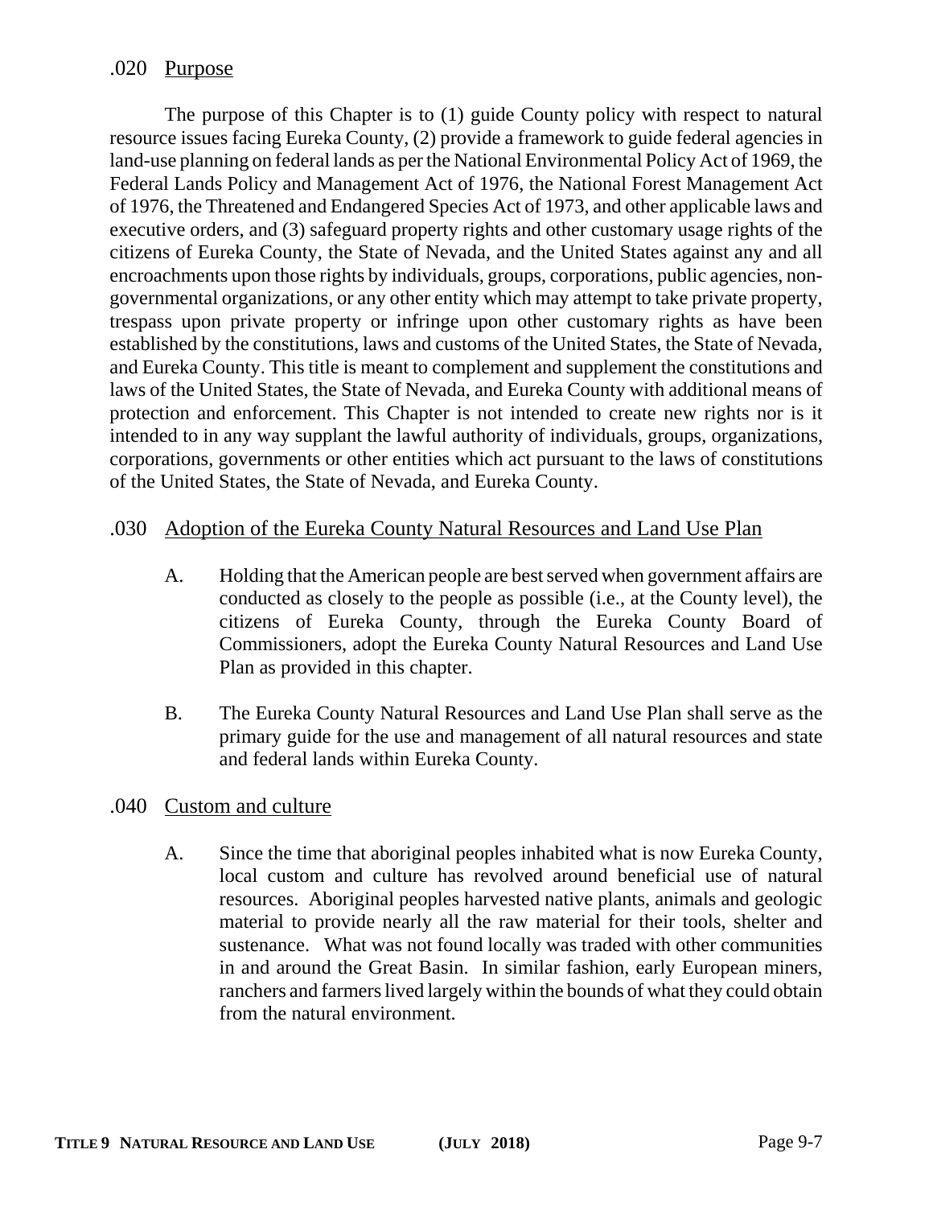## .020 Purpose

The purpose of this Chapter is to (1) guide County policy with respect to natural resource issues facing Eureka County, (2) provide a framework to guide federal agencies in land-use planning on federal lands as per the National Environmental Policy Act of 1969, the Federal Lands Policy and Management Act of 1976, the National Forest Management Act of 1976, the Threatened and Endangered Species Act of 1973, and other applicable laws and executive orders, and (3) safeguard property rights and other customary usage rights of the citizens of Eureka County, the State of Nevada, and the United States against any and all encroachments upon those rights by individuals, groups, corporations, public agencies, non-governmental organizations, or any other entity which may attempt to take private property, trespass upon private property or infringe upon other customary rights as have been established by the constitutions, laws and customs of the United States, the State of Nevada, and Eureka County. This title is meant to complement and supplement the constitutions and laws of the United States, the State of Nevada, and Eureka County with additional means of protection and enforcement. This Chapter is not intended to create new rights nor is it intended to in any way supplant the lawful authority of individuals, groups, organizations, corporations, governments or other entities which act pursuant to the laws of constitutions of the United States, the State of Nevada, and Eureka County.

## .030 Adoption of the Eureka County Natural Resources and Land Use Plan

A. Holding that the American people are best served when government affairs are conducted as closely to the people as possible (i.e., at the County level), the citizens of Eureka County, through the Eureka County Board of Commissioners, adopt the Eureka County Natural Resources and Land Use Plan as provided in this chapter.

B. The Eureka County Natural Resources and Land Use Plan shall serve as the primary guide for the use and management of all natural resources and state and federal lands within Eureka County.

## .040 Custom and culture

A. Since the time that aboriginal peoples inhabited what is now Eureka County, local custom and culture has revolved around beneficial use of natural resources. Aboriginal peoples harvested native plants, animals and geologic material to provide nearly all the raw material for their tools, shelter and sustenance. What was not found locally was traded with other communities in and around the Great Basin. In similar fashion, early European miners, ranchers and farmers lived largely within the bounds of what they could obtain from the natural environment.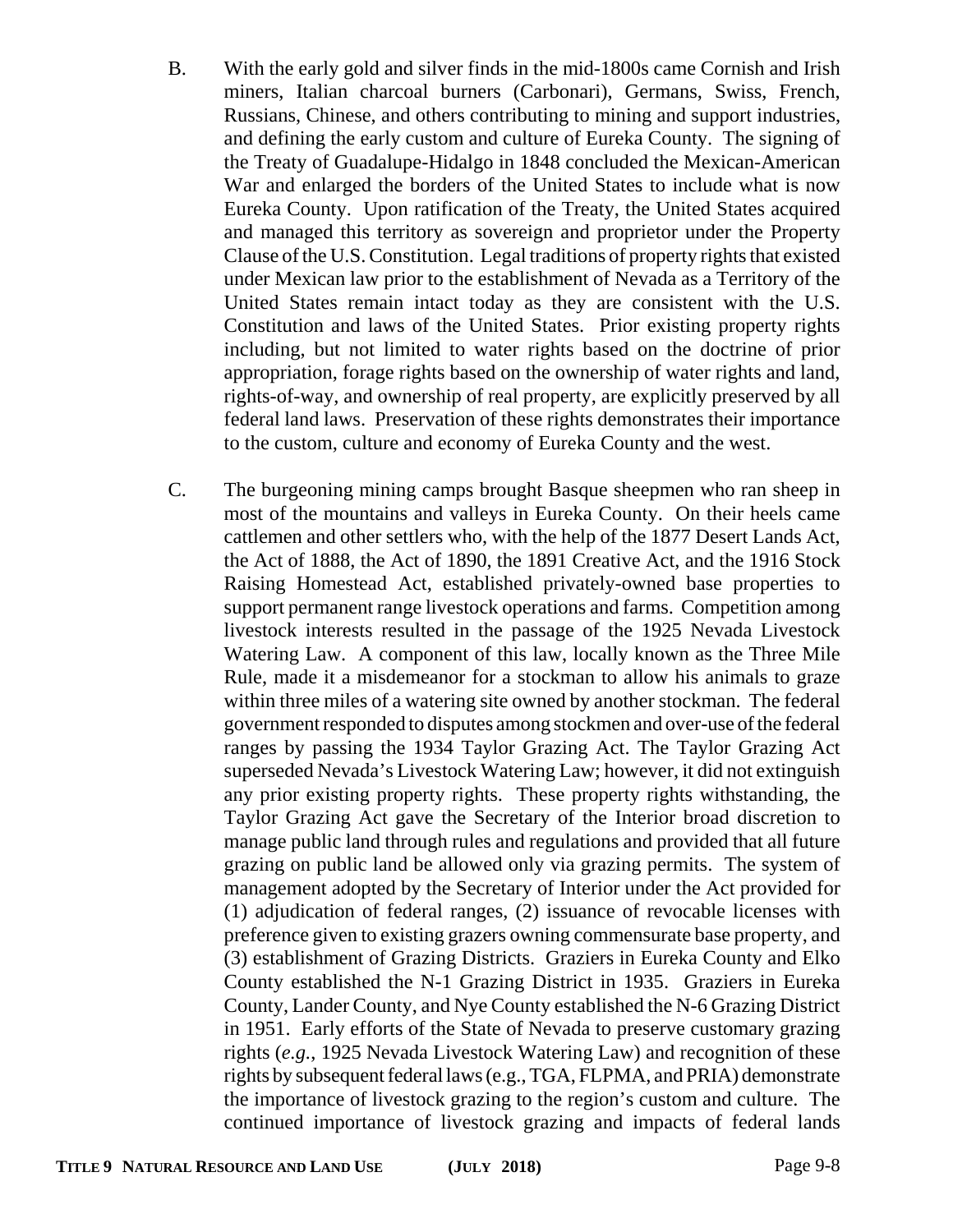B. With the early gold and silver finds in the mid-1800s came Cornish and Irish miners, Italian charcoal burners (Carbonari), Germans, Swiss, French, Russians, Chinese, and others contributing to mining and support industries, and defining the early custom and culture of Eureka County. The signing of the Treaty of Guadalupe-Hidalgo in 1848 concluded the Mexican-American War and enlarged the borders of the United States to include what is now Eureka County. Upon ratification of the Treaty, the United States acquired and managed this territory as sovereign and proprietor under the Property Clause of the U.S. Constitution. Legal traditions of property rights that existed under Mexican law prior to the establishment of Nevada as a Territory of the United States remain intact today as they are consistent with the U.S. Constitution and laws of the United States. Prior existing property rights including, but not limited to water rights based on the doctrine of prior appropriation, forage rights based on the ownership of water rights and land, rights-of-way, and ownership of real property, are explicitly preserved by all federal land laws. Preservation of these rights demonstrates their importance to the custom, culture and economy of Eureka County and the west.

C. The burgeoning mining camps brought Basque sheepmen who ran sheep in most of the mountains and valleys in Eureka County. On their heels came cattlemen and other settlers who, with the help of the 1877 Desert Lands Act, the Act of 1888, the Act of 1890, the 1891 Creative Act, and the 1916 Stock Raising Homestead Act, established privately-owned base properties to support permanent range livestock operations and farms. Competition among livestock interests resulted in the passage of the 1925 Nevada Livestock Watering Law. A component of this law, locally known as the Three Mile Rule, made it a misdemeanor for a stockman to allow his animals to graze within three miles of a watering site owned by another stockman. The federal government responded to disputes among stockmen and over-use of the federal ranges by passing the 1934 Taylor Grazing Act. The Taylor Grazing Act superseded Nevada's Livestock Watering Law; however, it did not extinguish any prior existing property rights. These property rights withstanding, the Taylor Grazing Act gave the Secretary of the Interior broad discretion to manage public land through rules and regulations and provided that all future grazing on public land be allowed only via grazing permits. The system of management adopted by the Secretary of Interior under the Act provided for (1) adjudication of federal ranges, (2) issuance of revocable licenses with preference given to existing grazers owning commensurate base property, and (3) establishment of Grazing Districts. Graziers in Eureka County and Elko County established the N-1 Grazing District in 1935. Graziers in Eureka County, Lander County, and Nye County established the N-6 Grazing District in 1951. Early efforts of the State of Nevada to preserve customary grazing rights (*e.g.*, 1925 Nevada Livestock Watering Law) and recognition of these rights by subsequent federal laws (e.g., TGA, FLPMA, and PRIA) demonstrate the importance of livestock grazing to the region's custom and culture. The continued importance of livestock grazing and impacts of federal lands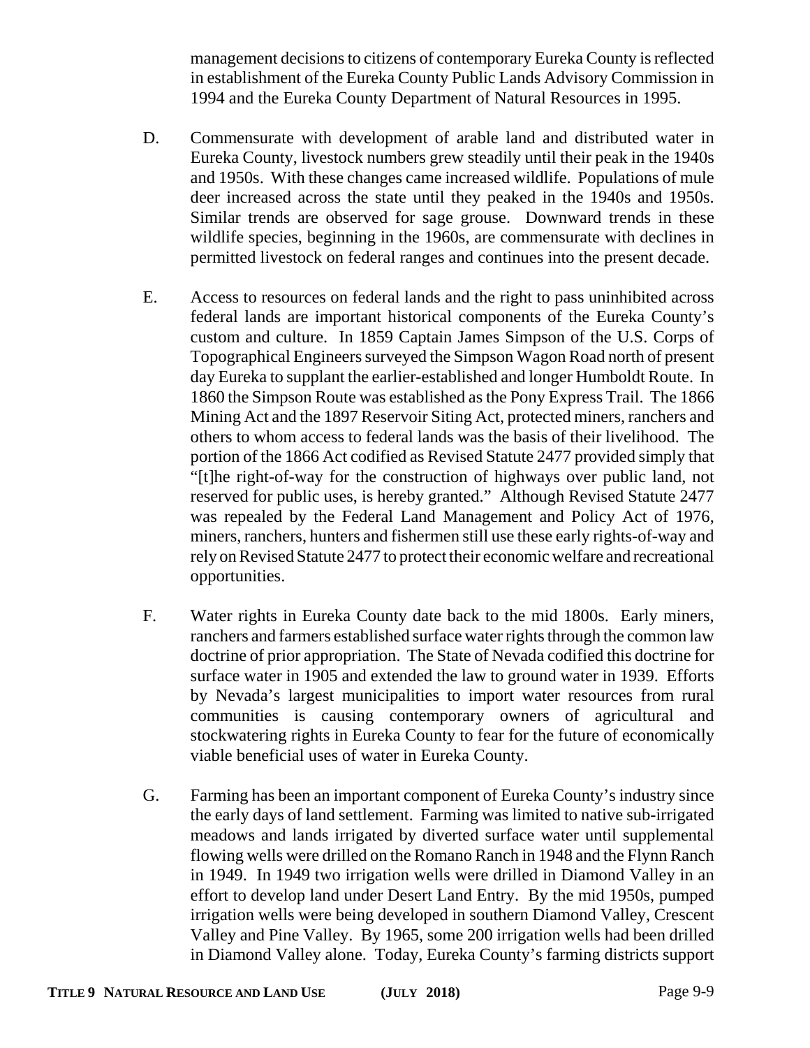management decisions to citizens of contemporary Eureka County is reflected in establishment of the Eureka County Public Lands Advisory Commission in 1994 and the Eureka County Department of Natural Resources in 1995.

D. Commensurate with development of arable land and distributed water in Eureka County, livestock numbers grew steadily until their peak in the 1940s and 1950s. With these changes came increased wildlife. Populations of mule deer increased across the state until they peaked in the 1940s and 1950s. Similar trends are observed for sage grouse. Downward trends in these wildlife species, beginning in the 1960s, are commensurate with declines in permitted livestock on federal ranges and continues into the present decade.

E. Access to resources on federal lands and the right to pass uninhibited across federal lands are important historical components of the Eureka County's custom and culture. In 1859 Captain James Simpson of the U.S. Corps of Topographical Engineers surveyed the Simpson Wagon Road north of present day Eureka to supplant the earlier-established and longer Humboldt Route. In 1860 the Simpson Route was established as the Pony Express Trail. The 1866 Mining Act and the 1897 Reservoir Siting Act, protected miners, ranchers and others to whom access to federal lands was the basis of their livelihood. The portion of the 1866 Act codified as Revised Statute 2477 provided simply that "[t]he right-of-way for the construction of highways over public land, not reserved for public uses, is hereby granted." Although Revised Statute 2477 was repealed by the Federal Land Management and Policy Act of 1976, miners, ranchers, hunters and fishermen still use these early rights-of-way and rely on Revised Statute 2477 to protect their economic welfare and recreational opportunities.

F. Water rights in Eureka County date back to the mid 1800s. Early miners, ranchers and farmers established surface water rights through the common law doctrine of prior appropriation. The State of Nevada codified this doctrine for surface water in 1905 and extended the law to ground water in 1939. Efforts by Nevada's largest municipalities to import water resources from rural communities is causing contemporary owners of agricultural and stockwatering rights in Eureka County to fear for the future of economically viable beneficial uses of water in Eureka County.

G. Farming has been an important component of Eureka County's industry since the early days of land settlement. Farming was limited to native sub-irrigated meadows and lands irrigated by diverted surface water until supplemental flowing wells were drilled on the Romano Ranch in 1948 and the Flynn Ranch in 1949. In 1949 two irrigation wells were drilled in Diamond Valley in an effort to develop land under Desert Land Entry. By the mid 1950s, pumped irrigation wells were being developed in southern Diamond Valley, Crescent Valley and Pine Valley. By 1965, some 200 irrigation wells had been drilled in Diamond Valley alone. Today, Eureka County's farming districts support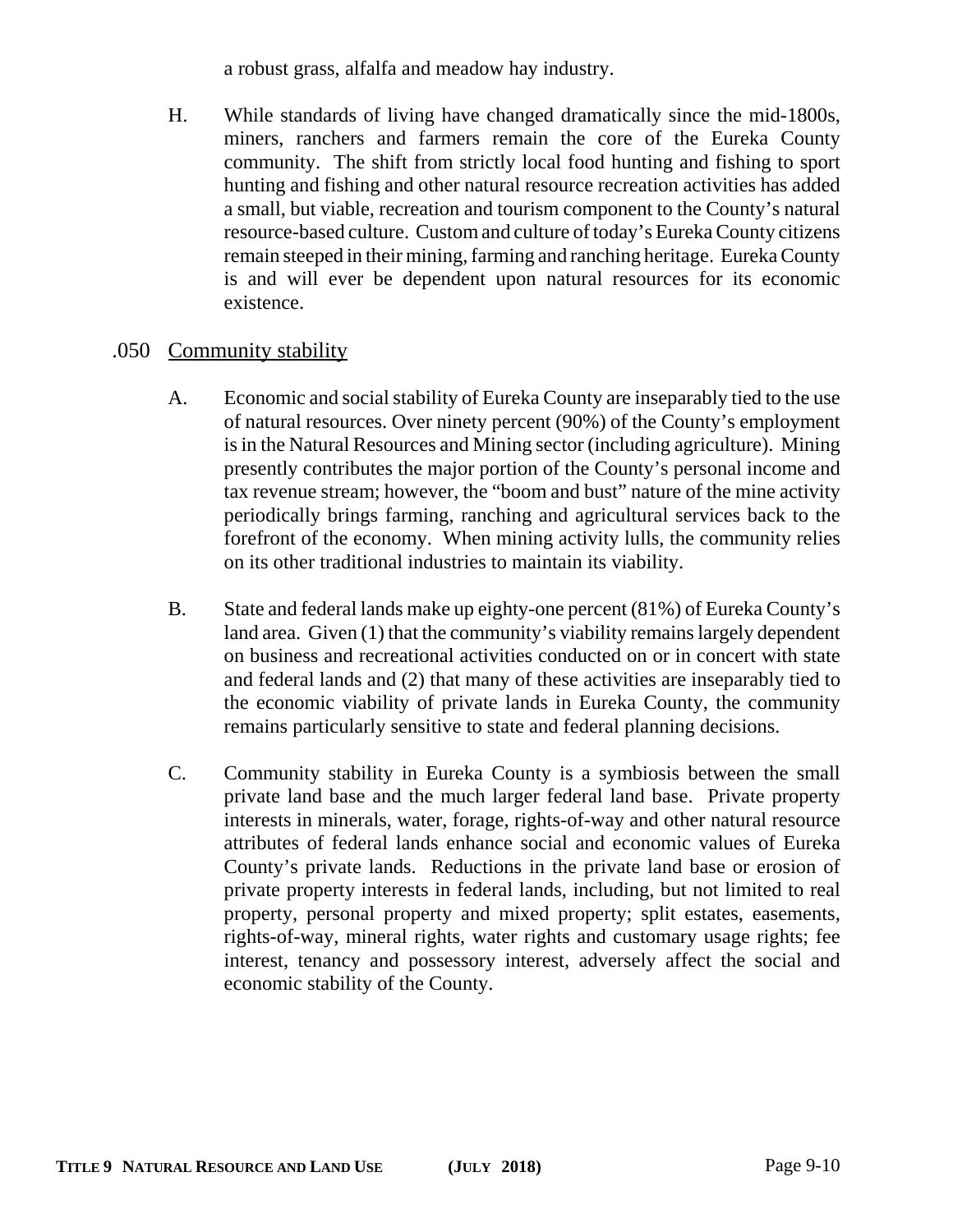a robust grass, alfalfa and meadow hay industry.

H. While standards of living have changed dramatically since the mid-1800s, miners, ranchers and farmers remain the core of the Eureka County community. The shift from strictly local food hunting and fishing to sport hunting and fishing and other natural resource recreation activities has added a small, but viable, recreation and tourism component to the County's natural resource-based culture. Custom and culture of today's Eureka County citizens remain steeped in their mining, farming and ranching heritage. Eureka County is and will ever be dependent upon natural resources for its economic existence.

.050 Community stability

A. Economic and social stability of Eureka County are inseparably tied to the use of natural resources. Over ninety percent (90%) of the County's employment is in the Natural Resources and Mining sector (including agriculture). Mining presently contributes the major portion of the County's personal income and tax revenue stream; however, the "boom and bust" nature of the mine activity periodically brings farming, ranching and agricultural services back to the forefront of the economy. When mining activity lulls, the community relies on its other traditional industries to maintain its viability.

B. State and federal lands make up eighty-one percent (81%) of Eureka County's land area. Given (1) that the community's viability remains largely dependent on business and recreational activities conducted on or in concert with state and federal lands and (2) that many of these activities are inseparably tied to the economic viability of private lands in Eureka County, the community remains particularly sensitive to state and federal planning decisions.

C. Community stability in Eureka County is a symbiosis between the small private land base and the much larger federal land base. Private property interests in minerals, water, forage, rights-of-way and other natural resource attributes of federal lands enhance social and economic values of Eureka County's private lands. Reductions in the private land base or erosion of private property interests in federal lands, including, but not limited to real property, personal property and mixed property; split estates, easements, rights-of-way, mineral rights, water rights and customary usage rights; fee interest, tenancy and possessory interest, adversely affect the social and economic stability of the County.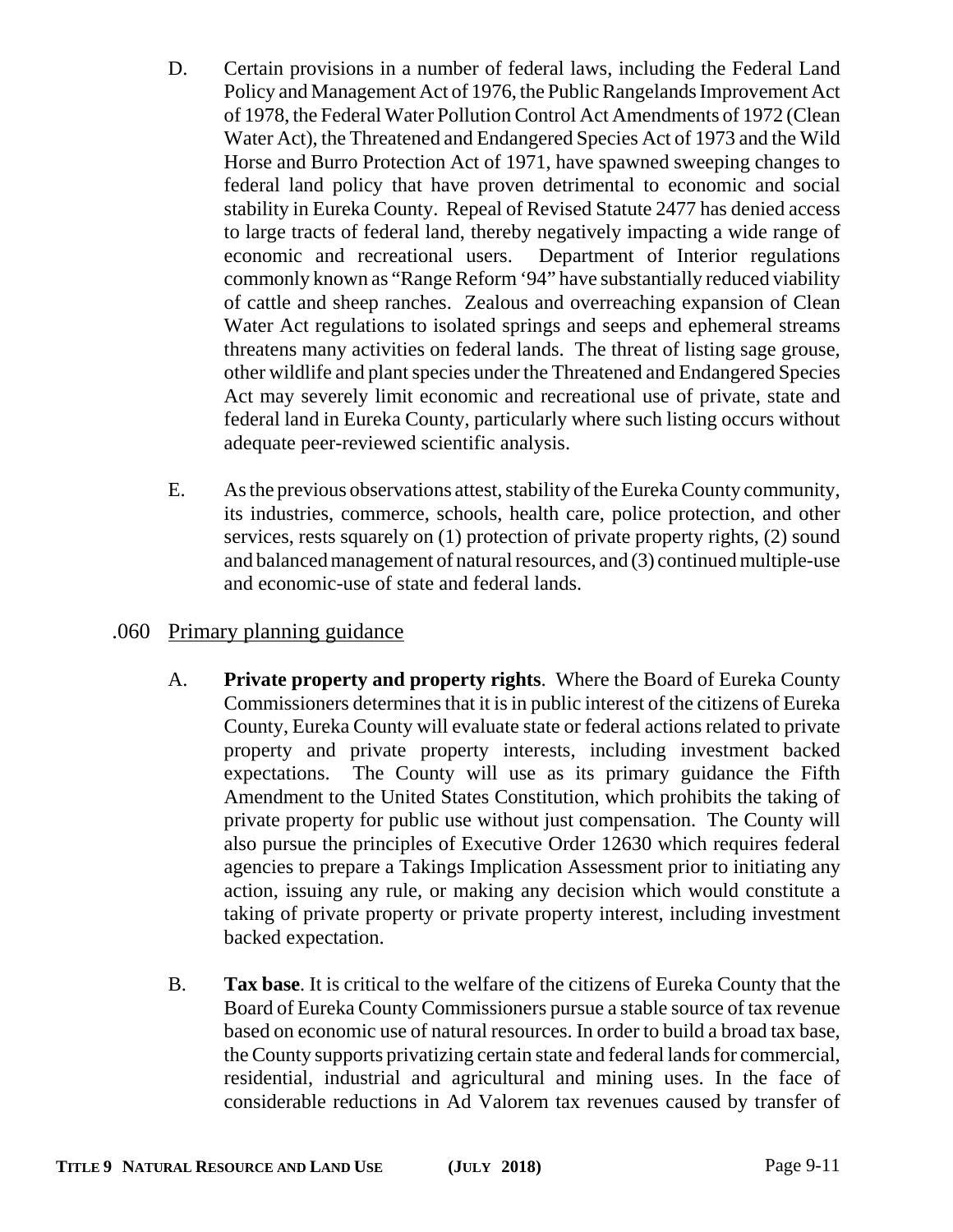D. Certain provisions in a number of federal laws, including the Federal Land Policy and Management Act of 1976, the Public Rangelands Improvement Act of 1978, the Federal Water Pollution Control Act Amendments of 1972 (Clean Water Act), the Threatened and Endangered Species Act of 1973 and the Wild Horse and Burro Protection Act of 1971, have spawned sweeping changes to federal land policy that have proven detrimental to economic and social stability in Eureka County. Repeal of Revised Statute 2477 has denied access to large tracts of federal land, thereby negatively impacting a wide range of economic and recreational users. Department of Interior regulations commonly known as "Range Reform '94" have substantially reduced viability of cattle and sheep ranches. Zealous and overreaching expansion of Clean Water Act regulations to isolated springs and seeps and ephemeral streams threatens many activities on federal lands. The threat of listing sage grouse, other wildlife and plant species under the Threatened and Endangered Species Act may severely limit economic and recreational use of private, state and federal land in Eureka County, particularly where such listing occurs without adequate peer-reviewed scientific analysis.

E. As the previous observations attest, stability of the Eureka County community, its industries, commerce, schools, health care, police protection, and other services, rests squarely on (1) protection of private property rights, (2) sound and balanced management of natural resources, and (3) continued multiple-use and economic-use of state and federal lands.

## .060 Primary planning guidance

A. **Private property and property rights**. Where the Board of Eureka County Commissioners determines that it is in public interest of the citizens of Eureka County, Eureka County will evaluate state or federal actions related to private property and private property interests, including investment backed expectations. The County will use as its primary guidance the Fifth Amendment to the United States Constitution, which prohibits the taking of private property for public use without just compensation. The County will also pursue the principles of Executive Order 12630 which requires federal agencies to prepare a Takings Implication Assessment prior to initiating any action, issuing any rule, or making any decision which would constitute a taking of private property or private property interest, including investment backed expectation.

B. **Tax base**. It is critical to the welfare of the citizens of Eureka County that the Board of Eureka County Commissioners pursue a stable source of tax revenue based on economic use of natural resources. In order to build a broad tax base, the County supports privatizing certain state and federal lands for commercial, residential, industrial and agricultural and mining uses. In the face of considerable reductions in Ad Valorem tax revenues caused by transfer of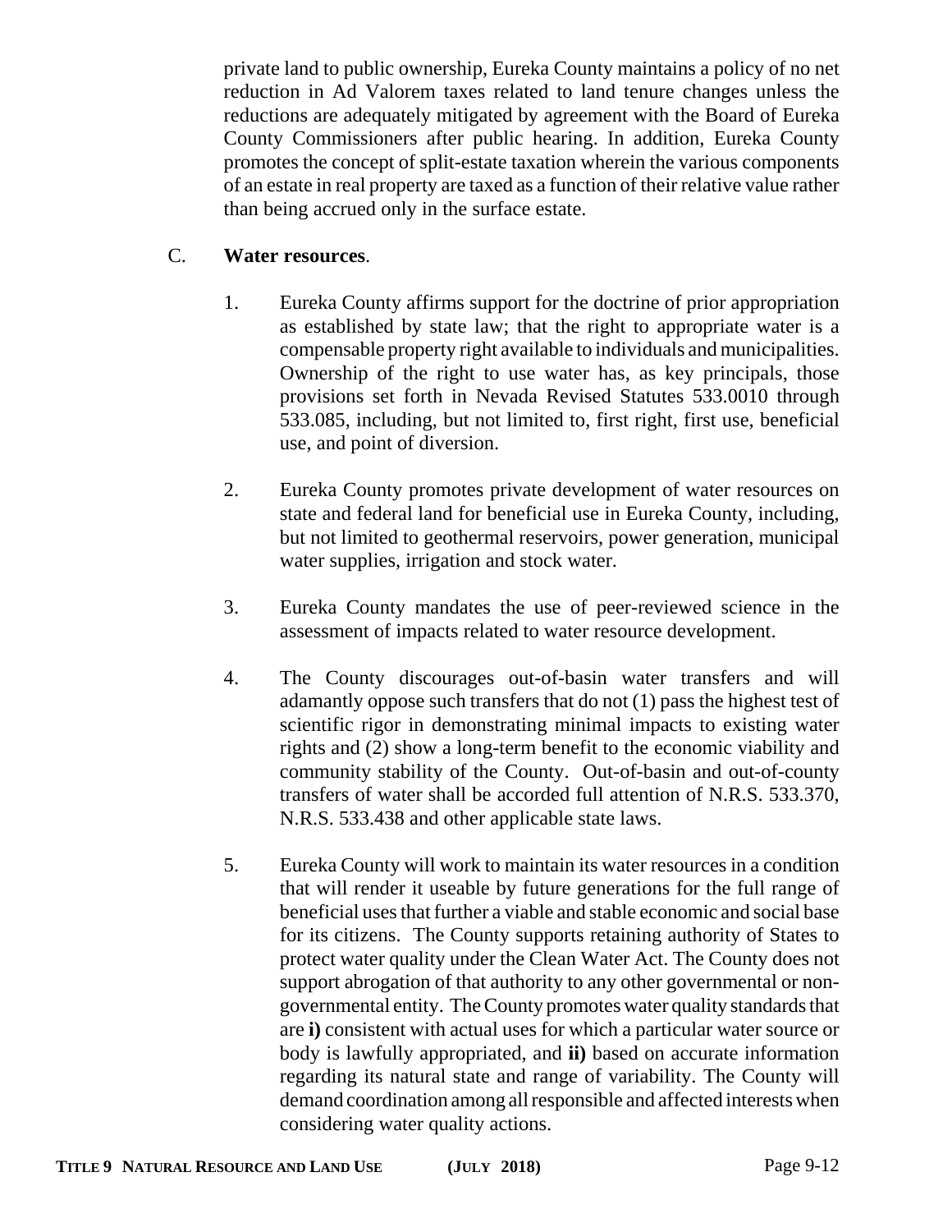private land to public ownership, Eureka County maintains a policy of no net reduction in Ad Valorem taxes related to land tenure changes unless the reductions are adequately mitigated by agreement with the Board of Eureka County Commissioners after public hearing. In addition, Eureka County promotes the concept of split-estate taxation wherein the various components of an estate in real property are taxed as a function of their relative value rather than being accrued only in the surface estate.

C. **Water resources**.

1. Eureka County affirms support for the doctrine of prior appropriation as established by state law; that the right to appropriate water is a compensable property right available to individuals and municipalities. Ownership of the right to use water has, as key principals, those provisions set forth in Nevada Revised Statutes 533.0010 through 533.085, including, but not limited to, first right, first use, beneficial use, and point of diversion.

2. Eureka County promotes private development of water resources on state and federal land for beneficial use in Eureka County, including, but not limited to geothermal reservoirs, power generation, municipal water supplies, irrigation and stock water.

3. Eureka County mandates the use of peer-reviewed science in the assessment of impacts related to water resource development.

4. The County discourages out-of-basin water transfers and will adamantly oppose such transfers that do not (1) pass the highest test of scientific rigor in demonstrating minimal impacts to existing water rights and (2) show a long-term benefit to the economic viability and community stability of the County. Out-of-basin and out-of-county transfers of water shall be accorded full attention of N.R.S. 533.370, N.R.S. 533.438 and other applicable state laws.

5. Eureka County will work to maintain its water resources in a condition that will render it useable by future generations for the full range of beneficial uses that further a viable and stable economic and social base for its citizens. The County supports retaining authority of States to protect water quality under the Clean Water Act. The County does not support abrogation of that authority to any other governmental or non-governmental entity. The County promotes water quality standards that are **i)** consistent with actual uses for which a particular water source or body is lawfully appropriated, and **ii)** based on accurate information regarding its natural state and range of variability. The County will demand coordination among all responsible and affected interests when considering water quality actions.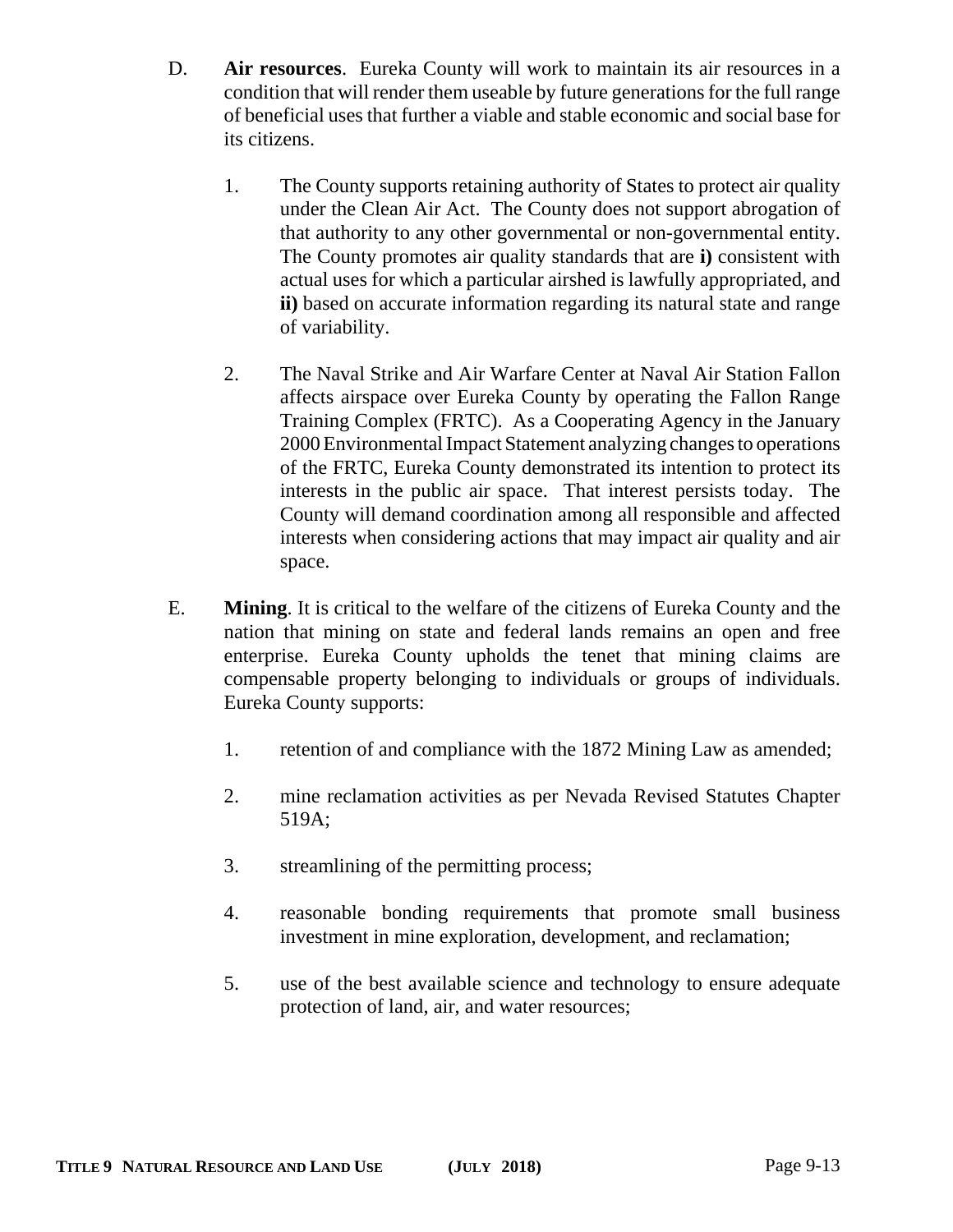D. **Air resources**. Eureka County will work to maintain its air resources in a condition that will render them useable by future generations for the full range of beneficial uses that further a viable and stable economic and social base for its citizens.

1. The County supports retaining authority of States to protect air quality under the Clean Air Act. The County does not support abrogation of that authority to any other governmental or non-governmental entity. The County promotes air quality standards that are **i)** consistent with actual uses for which a particular airshed is lawfully appropriated, and **ii)** based on accurate information regarding its natural state and range of variability.

2. The Naval Strike and Air Warfare Center at Naval Air Station Fallon affects airspace over Eureka County by operating the Fallon Range Training Complex (FRTC). As a Cooperating Agency in the January 2000 Environmental Impact Statement analyzing changes to operations of the FRTC, Eureka County demonstrated its intention to protect its interests in the public air space. That interest persists today. The County will demand coordination among all responsible and affected interests when considering actions that may impact air quality and air space.

E. **Mining**. It is critical to the welfare of the citizens of Eureka County and the nation that mining on state and federal lands remains an open and free enterprise. Eureka County upholds the tenet that mining claims are compensable property belonging to individuals or groups of individuals. Eureka County supports:

1. retention of and compliance with the 1872 Mining Law as amended;

2. mine reclamation activities as per Nevada Revised Statutes Chapter 519A;

3. streamlining of the permitting process;

4. reasonable bonding requirements that promote small business investment in mine exploration, development, and reclamation;

5. use of the best available science and technology to ensure adequate protection of land, air, and water resources;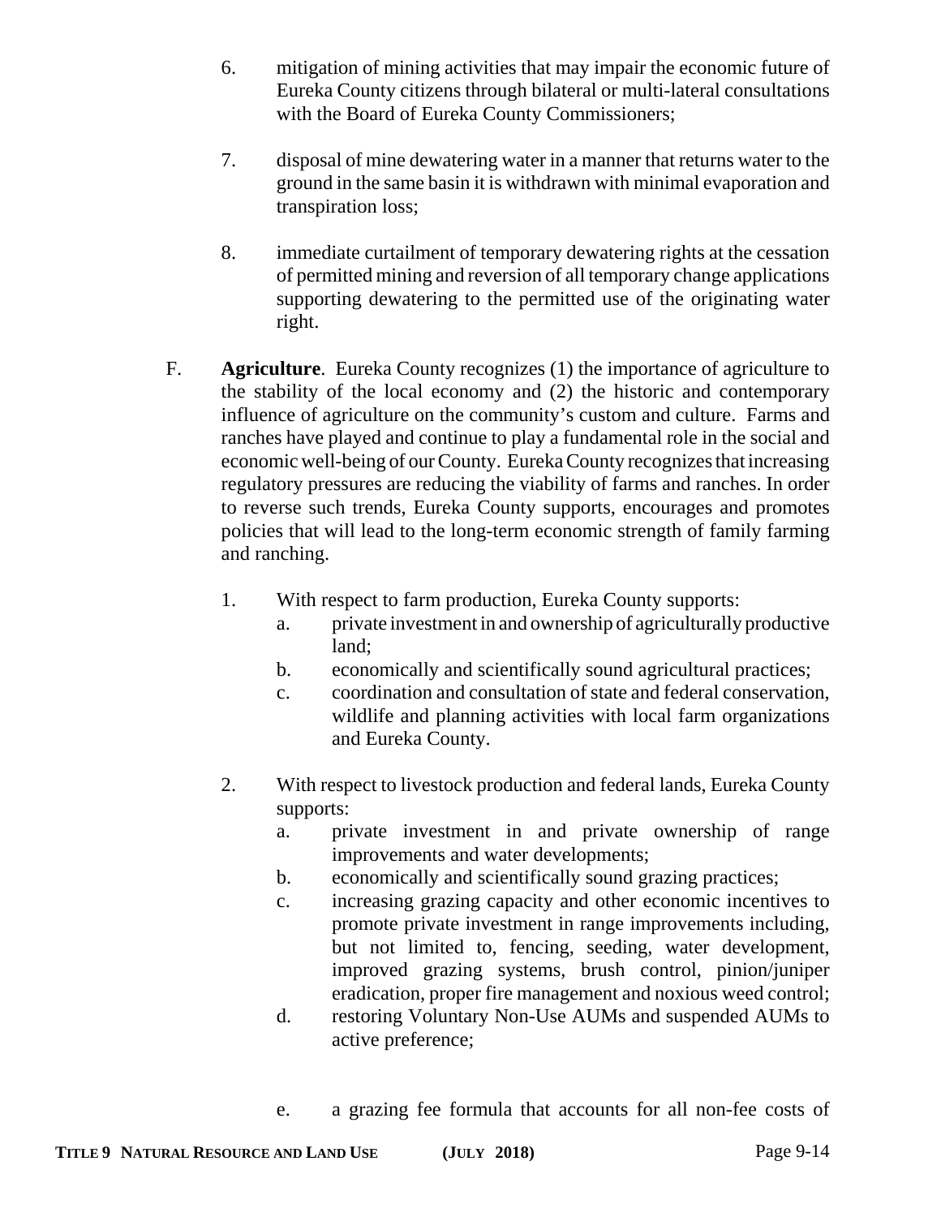6. mitigation of mining activities that may impair the economic future of Eureka County citizens through bilateral or multi-lateral consultations with the Board of Eureka County Commissioners;

7. disposal of mine dewatering water in a manner that returns water to the ground in the same basin it is withdrawn with minimal evaporation and transpiration loss;

8. immediate curtailment of temporary dewatering rights at the cessation of permitted mining and reversion of all temporary change applications supporting dewatering to the permitted use of the originating water right.

F. **Agriculture**. Eureka County recognizes (1) the importance of agriculture to the stability of the local economy and (2) the historic and contemporary influence of agriculture on the community's custom and culture. Farms and ranches have played and continue to play a fundamental role in the social and economic well-being of our County. Eureka County recognizes that increasing regulatory pressures are reducing the viability of farms and ranches. In order to reverse such trends, Eureka County supports, encourages and promotes policies that will lead to the long-term economic strength of family farming and ranching.

1. With respect to farm production, Eureka County supports:
   a. private investment in and ownership of agriculturally productive land;
   b. economically and scientifically sound agricultural practices;
   c. coordination and consultation of state and federal conservation, wildlife and planning activities with local farm organizations and Eureka County.

2. With respect to livestock production and federal lands, Eureka County supports:
   a. private investment in and private ownership of range improvements and water developments;
   b. economically and scientifically sound grazing practices;
   c. increasing grazing capacity and other economic incentives to promote private investment in range improvements including, but not limited to, fencing, seeding, water development, improved grazing systems, brush control, pinion/juniper eradication, proper fire management and noxious weed control;
   d. restoring Voluntary Non-Use AUMs and suspended AUMs to active preference;
   e. a grazing fee formula that accounts for all non-fee costs of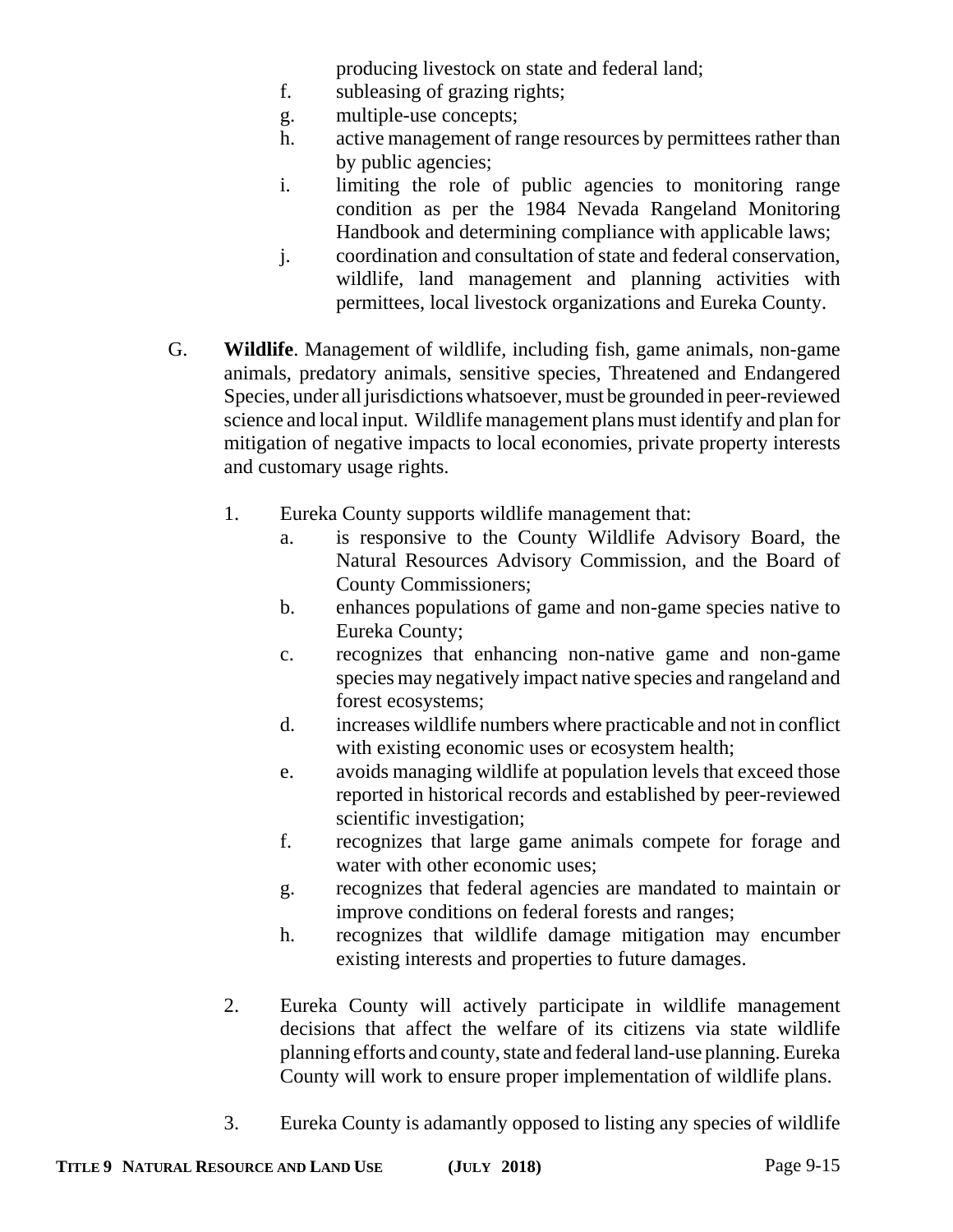producing livestock on state and federal land;

f. subleasing of grazing rights;
g. multiple-use concepts;
h. active management of range resources by permittees rather than by public agencies;
i. limiting the role of public agencies to monitoring range condition as per the 1984 Nevada Rangeland Monitoring Handbook and determining compliance with applicable laws;
j. coordination and consultation of state and federal conservation, wildlife, land management and planning activities with permittees, local livestock organizations and Eureka County.

G. **Wildlife**. Management of wildlife, including fish, game animals, non-game animals, predatory animals, sensitive species, Threatened and Endangered Species, under all jurisdictions whatsoever, must be grounded in peer-reviewed science and local input. Wildlife management plans must identify and plan for mitigation of negative impacts to local economies, private property interests and customary usage rights.

1. Eureka County supports wildlife management that:
   a. is responsive to the County Wildlife Advisory Board, the Natural Resources Advisory Commission, and the Board of County Commissioners;
   b. enhances populations of game and non-game species native to Eureka County;
   c. recognizes that enhancing non-native game and non-game species may negatively impact native species and rangeland and forest ecosystems;
   d. increases wildlife numbers where practicable and not in conflict with existing economic uses or ecosystem health;
   e. avoids managing wildlife at population levels that exceed those reported in historical records and established by peer-reviewed scientific investigation;
   f. recognizes that large game animals compete for forage and water with other economic uses;
   g. recognizes that federal agencies are mandated to maintain or improve conditions on federal forests and ranges;
   h. recognizes that wildlife damage mitigation may encumber existing interests and properties to future damages.

2. Eureka County will actively participate in wildlife management decisions that affect the welfare of its citizens via state wildlife planning efforts and county, state and federal land-use planning. Eureka County will work to ensure proper implementation of wildlife plans.

3. Eureka County is adamantly opposed to listing any species of wildlife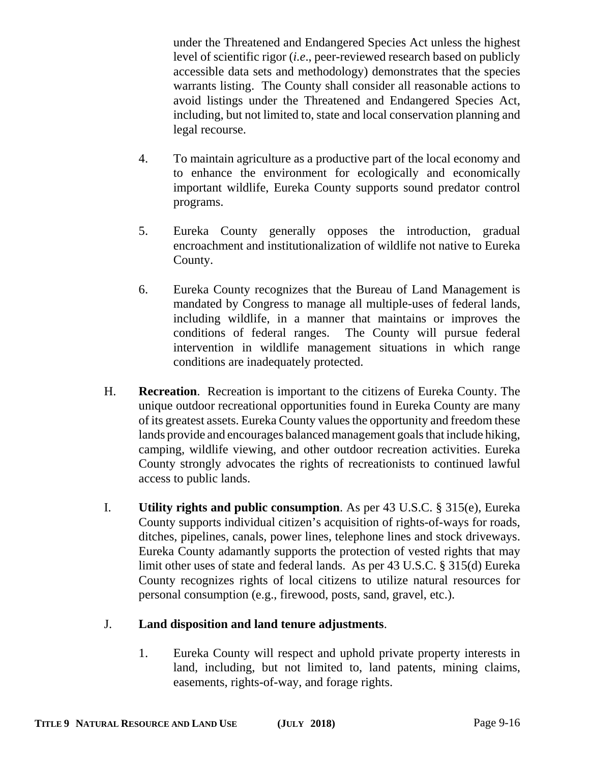under the Threatened and Endangered Species Act unless the highest level of scientific rigor (*i.e*., peer-reviewed research based on publicly accessible data sets and methodology) demonstrates that the species warrants listing. The County shall consider all reasonable actions to avoid listings under the Threatened and Endangered Species Act, including, but not limited to, state and local conservation planning and legal recourse.

4. To maintain agriculture as a productive part of the local economy and to enhance the environment for ecologically and economically important wildlife, Eureka County supports sound predator control programs.

5. Eureka County generally opposes the introduction, gradual encroachment and institutionalization of wildlife not native to Eureka County.

6. Eureka County recognizes that the Bureau of Land Management is mandated by Congress to manage all multiple-uses of federal lands, including wildlife, in a manner that maintains or improves the conditions of federal ranges. The County will pursue federal intervention in wildlife management situations in which range conditions are inadequately protected.

H. **Recreation**. Recreation is important to the citizens of Eureka County. The unique outdoor recreational opportunities found in Eureka County are many of its greatest assets. Eureka County values the opportunity and freedom these lands provide and encourages balanced management goals that include hiking, camping, wildlife viewing, and other outdoor recreation activities. Eureka County strongly advocates the rights of recreationists to continued lawful access to public lands.

I. **Utility rights and public consumption**. As per 43 U.S.C. § 315(e), Eureka County supports individual citizen's acquisition of rights-of-ways for roads, ditches, pipelines, canals, power lines, telephone lines and stock driveways. Eureka County adamantly supports the protection of vested rights that may limit other uses of state and federal lands. As per 43 U.S.C. § 315(d) Eureka County recognizes rights of local citizens to utilize natural resources for personal consumption (e.g., firewood, posts, sand, gravel, etc.).

J. **Land disposition and land tenure adjustments**.

1. Eureka County will respect and uphold private property interests in land, including, but not limited to, land patents, mining claims, easements, rights-of-way, and forage rights.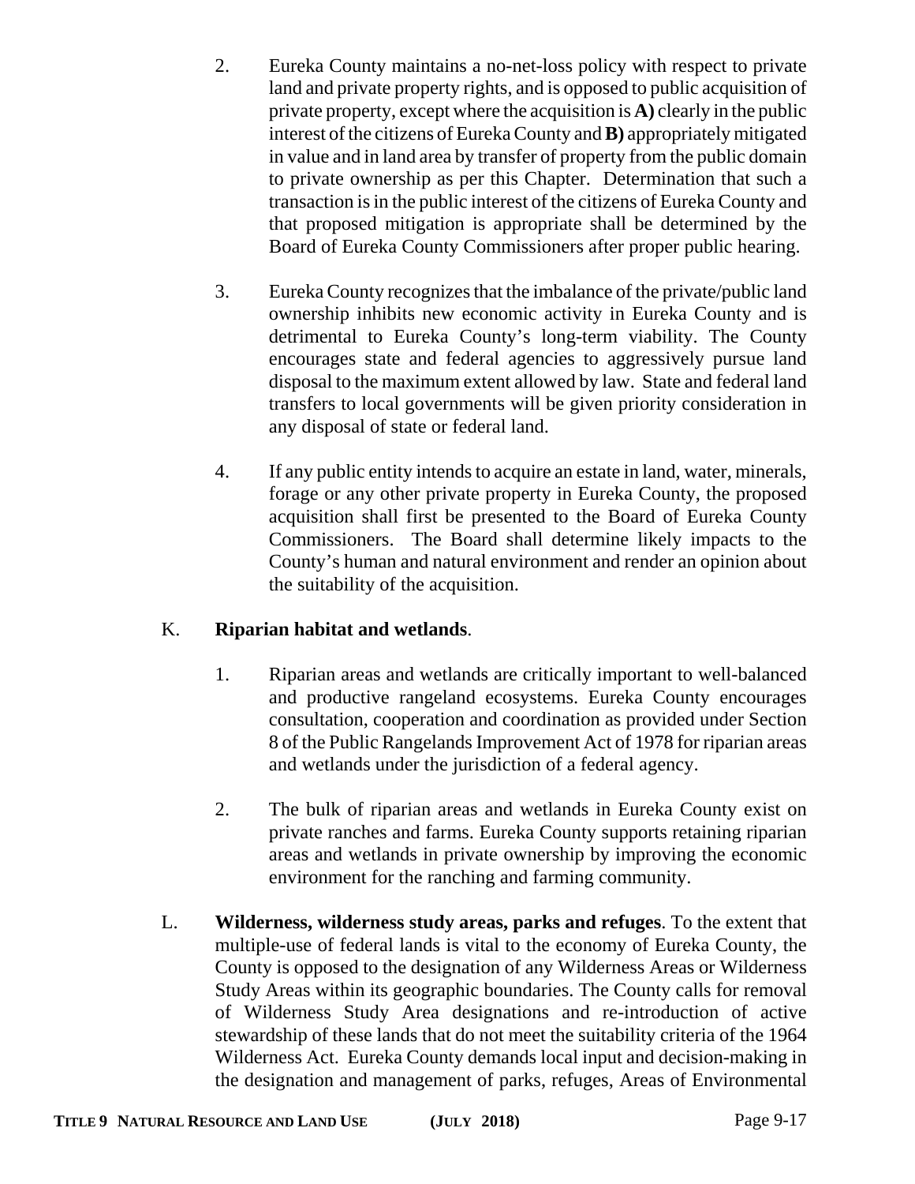2. Eureka County maintains a no-net-loss policy with respect to private land and private property rights, and is opposed to public acquisition of private property, except where the acquisition is **A)** clearly in the public interest of the citizens of Eureka County and **B)** appropriately mitigated in value and in land area by transfer of property from the public domain to private ownership as per this Chapter. Determination that such a transaction is in the public interest of the citizens of Eureka County and that proposed mitigation is appropriate shall be determined by the Board of Eureka County Commissioners after proper public hearing.

3. Eureka County recognizes that the imbalance of the private/public land ownership inhibits new economic activity in Eureka County and is detrimental to Eureka County's long-term viability. The County encourages state and federal agencies to aggressively pursue land disposal to the maximum extent allowed by law. State and federal land transfers to local governments will be given priority consideration in any disposal of state or federal land.

4. If any public entity intends to acquire an estate in land, water, minerals, forage or any other private property in Eureka County, the proposed acquisition shall first be presented to the Board of Eureka County Commissioners. The Board shall determine likely impacts to the County's human and natural environment and render an opinion about the suitability of the acquisition.

K. **Riparian habitat and wetlands**.

1. Riparian areas and wetlands are critically important to well-balanced and productive rangeland ecosystems. Eureka County encourages consultation, cooperation and coordination as provided under Section 8 of the Public Rangelands Improvement Act of 1978 for riparian areas and wetlands under the jurisdiction of a federal agency.

2. The bulk of riparian areas and wetlands in Eureka County exist on private ranches and farms. Eureka County supports retaining riparian areas and wetlands in private ownership by improving the economic environment for the ranching and farming community.

L. **Wilderness, wilderness study areas, parks and refuges**. To the extent that multiple-use of federal lands is vital to the economy of Eureka County, the County is opposed to the designation of any Wilderness Areas or Wilderness Study Areas within its geographic boundaries. The County calls for removal of Wilderness Study Area designations and re-introduction of active stewardship of these lands that do not meet the suitability criteria of the 1964 Wilderness Act. Eureka County demands local input and decision-making in the designation and management of parks, refuges, Areas of Environmental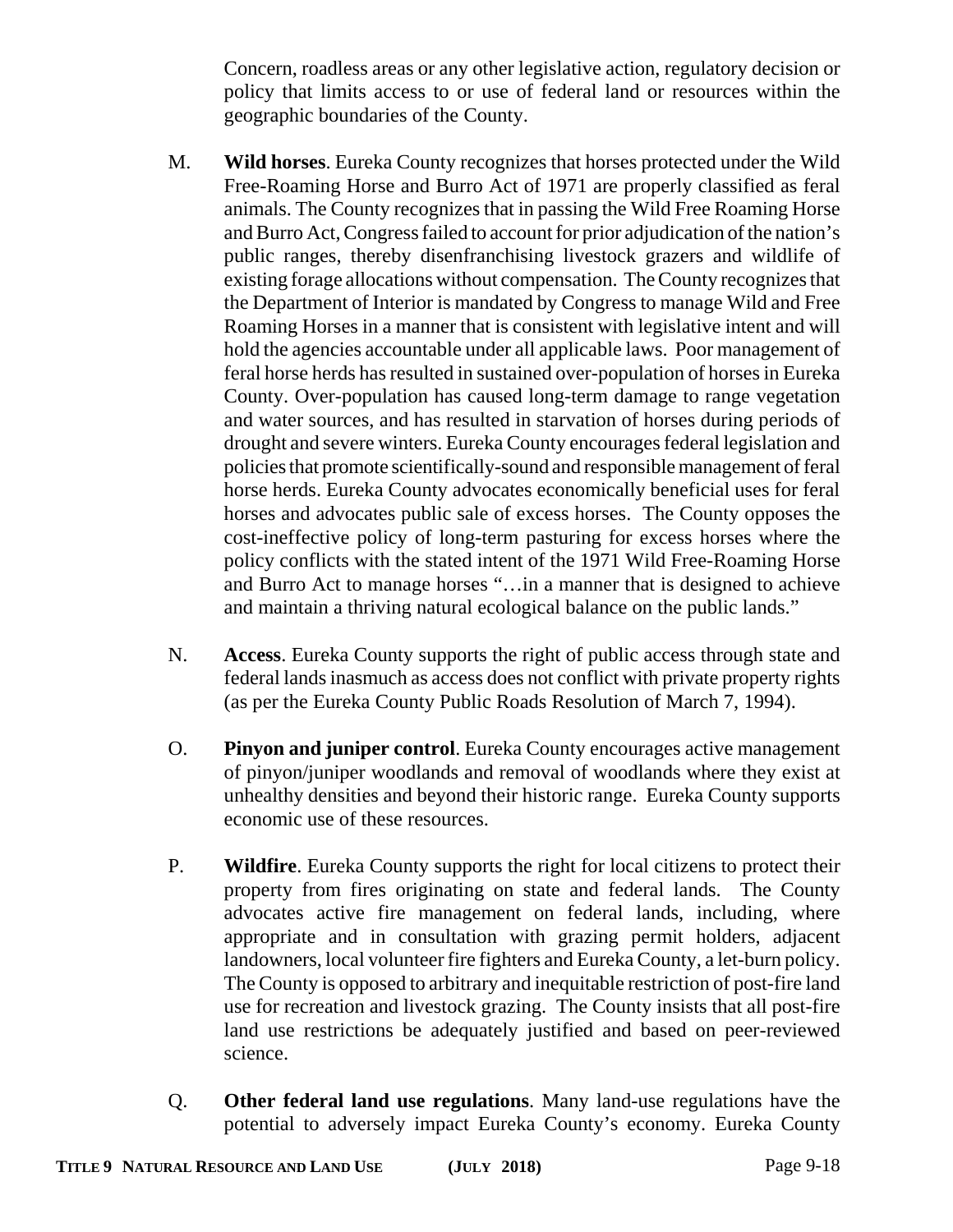Concern, roadless areas or any other legislative action, regulatory decision or policy that limits access to or use of federal land or resources within the geographic boundaries of the County.

M. **Wild horses**. Eureka County recognizes that horses protected under the Wild Free-Roaming Horse and Burro Act of 1971 are properly classified as feral animals. The County recognizes that in passing the Wild Free Roaming Horse and Burro Act, Congress failed to account for prior adjudication of the nation's public ranges, thereby disenfranchising livestock grazers and wildlife of existing forage allocations without compensation. The County recognizes that the Department of Interior is mandated by Congress to manage Wild and Free Roaming Horses in a manner that is consistent with legislative intent and will hold the agencies accountable under all applicable laws. Poor management of feral horse herds has resulted in sustained over-population of horses in Eureka County. Over-population has caused long-term damage to range vegetation and water sources, and has resulted in starvation of horses during periods of drought and severe winters. Eureka County encourages federal legislation and policies that promote scientifically-sound and responsible management of feral horse herds. Eureka County advocates economically beneficial uses for feral horses and advocates public sale of excess horses. The County opposes the cost-ineffective policy of long-term pasturing for excess horses where the policy conflicts with the stated intent of the 1971 Wild Free-Roaming Horse and Burro Act to manage horses "…in a manner that is designed to achieve and maintain a thriving natural ecological balance on the public lands."

N. **Access**. Eureka County supports the right of public access through state and federal lands inasmuch as access does not conflict with private property rights (as per the Eureka County Public Roads Resolution of March 7, 1994).

O. **Pinyon and juniper control**. Eureka County encourages active management of pinyon/juniper woodlands and removal of woodlands where they exist at unhealthy densities and beyond their historic range. Eureka County supports economic use of these resources.

P. **Wildfire**. Eureka County supports the right for local citizens to protect their property from fires originating on state and federal lands. The County advocates active fire management on federal lands, including, where appropriate and in consultation with grazing permit holders, adjacent landowners, local volunteer fire fighters and Eureka County, a let-burn policy. The County is opposed to arbitrary and inequitable restriction of post-fire land use for recreation and livestock grazing. The County insists that all post-fire land use restrictions be adequately justified and based on peer-reviewed science.

Q. **Other federal land use regulations**. Many land-use regulations have the potential to adversely impact Eureka County's economy. Eureka County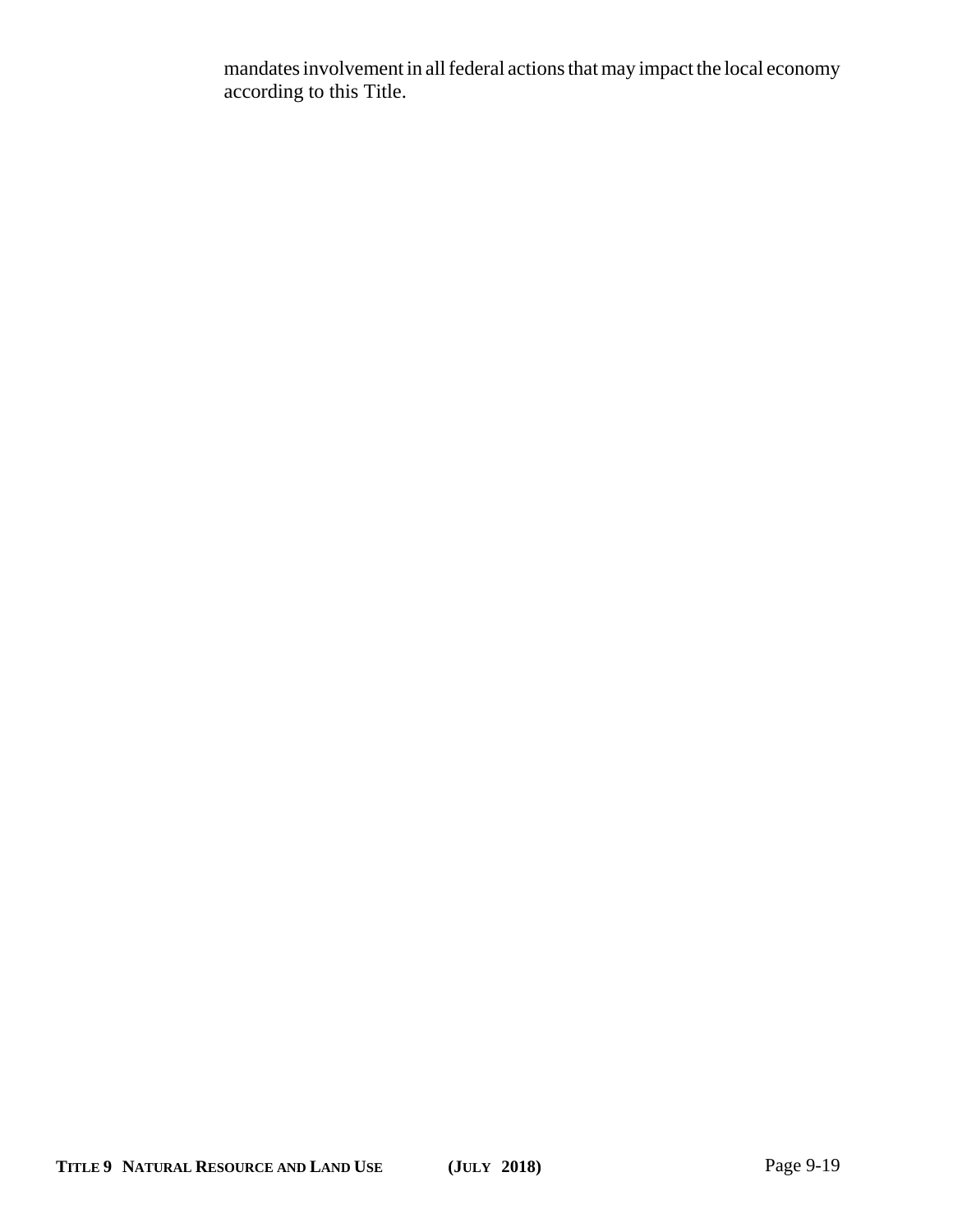mandates involvement in all federal actions that may impact the local economy according to this Title.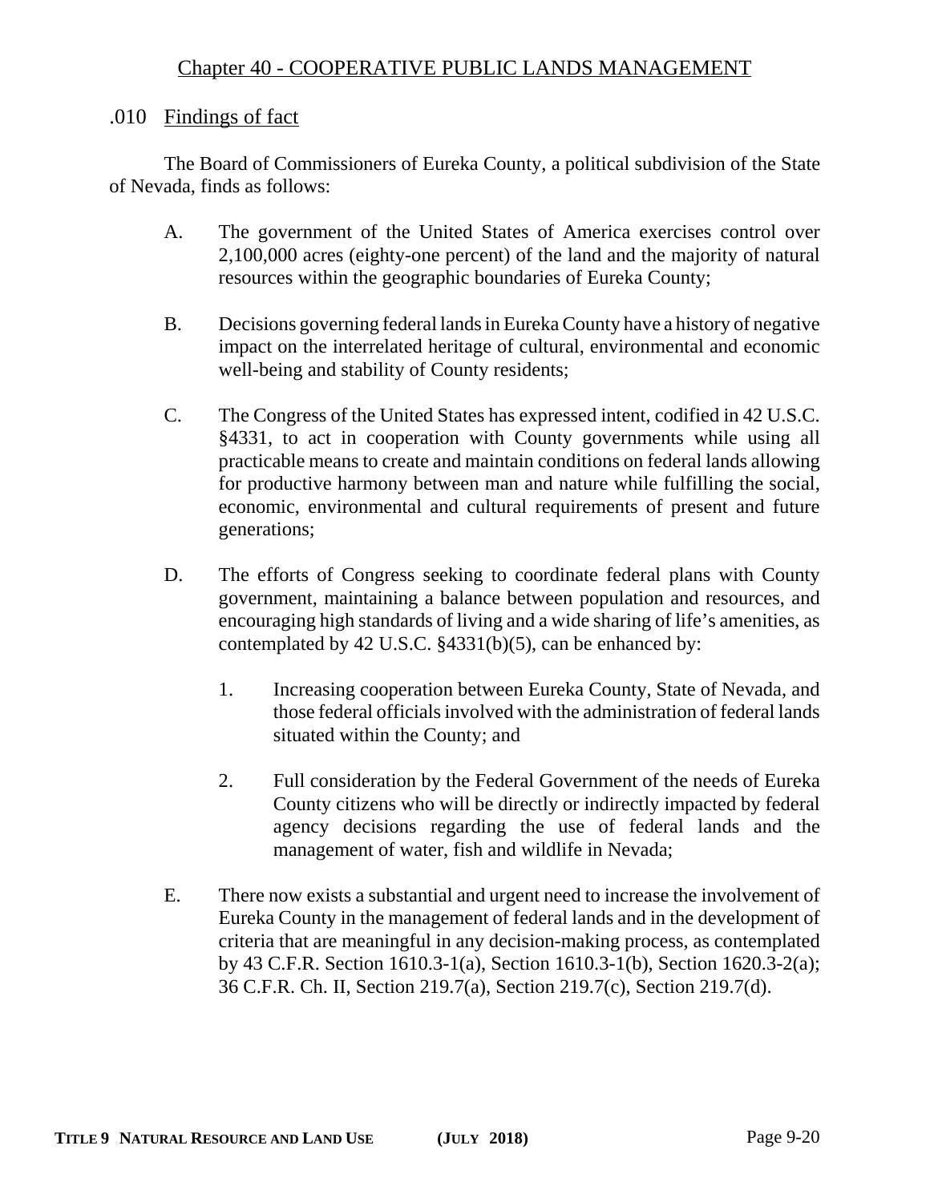## Chapter 40 - COOPERATIVE PUBLIC LANDS MANAGEMENT

### .010 Findings of fact

The Board of Commissioners of Eureka County, a political subdivision of the State of Nevada, finds as follows:

A. The government of the United States of America exercises control over 2,100,000 acres (eighty-one percent) of the land and the majority of natural resources within the geographic boundaries of Eureka County;

B. Decisions governing federal lands in Eureka County have a history of negative impact on the interrelated heritage of cultural, environmental and economic well-being and stability of County residents;

C. The Congress of the United States has expressed intent, codified in 42 U.S.C. §4331, to act in cooperation with County governments while using all practicable means to create and maintain conditions on federal lands allowing for productive harmony between man and nature while fulfilling the social, economic, environmental and cultural requirements of present and future generations;

D. The efforts of Congress seeking to coordinate federal plans with County government, maintaining a balance between population and resources, and encouraging high standards of living and a wide sharing of life's amenities, as contemplated by 42 U.S.C. §4331(b)(5), can be enhanced by:

   1. Increasing cooperation between Eureka County, State of Nevada, and those federal officials involved with the administration of federal lands situated within the County; and

   2. Full consideration by the Federal Government of the needs of Eureka County citizens who will be directly or indirectly impacted by federal agency decisions regarding the use of federal lands and the management of water, fish and wildlife in Nevada;

E. There now exists a substantial and urgent need to increase the involvement of Eureka County in the management of federal lands and in the development of criteria that are meaningful in any decision-making process, as contemplated by 43 C.F.R. Section 1610.3-1(a), Section 1610.3-1(b), Section 1620.3-2(a); 36 C.F.R. Ch. II, Section 219.7(a), Section 219.7(c), Section 219.7(d).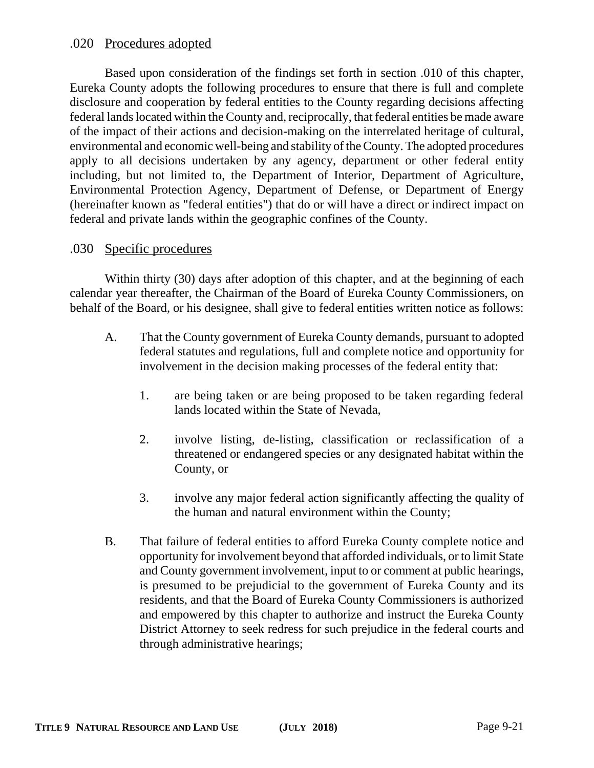## .020 Procedures adopted

Based upon consideration of the findings set forth in section .010 of this chapter, Eureka County adopts the following procedures to ensure that there is full and complete disclosure and cooperation by federal entities to the County regarding decisions affecting federal lands located within the County and, reciprocally, that federal entities be made aware of the impact of their actions and decision-making on the interrelated heritage of cultural, environmental and economic well-being and stability of the County. The adopted procedures apply to all decisions undertaken by any agency, department or other federal entity including, but not limited to, the Department of Interior, Department of Agriculture, Environmental Protection Agency, Department of Defense, or Department of Energy (hereinafter known as "federal entities") that do or will have a direct or indirect impact on federal and private lands within the geographic confines of the County.

## .030 Specific procedures

Within thirty (30) days after adoption of this chapter, and at the beginning of each calendar year thereafter, the Chairman of the Board of Eureka County Commissioners, on behalf of the Board, or his designee, shall give to federal entities written notice as follows:

A. That the County government of Eureka County demands, pursuant to adopted federal statutes and regulations, full and complete notice and opportunity for involvement in the decision making processes of the federal entity that:

   1. are being taken or are being proposed to be taken regarding federal lands located within the State of Nevada,

   2. involve listing, de-listing, classification or reclassification of a threatened or endangered species or any designated habitat within the County, or

   3. involve any major federal action significantly affecting the quality of the human and natural environment within the County;

B. That failure of federal entities to afford Eureka County complete notice and opportunity for involvement beyond that afforded individuals, or to limit State and County government involvement, input to or comment at public hearings, is presumed to be prejudicial to the government of Eureka County and its residents, and that the Board of Eureka County Commissioners is authorized and empowered by this chapter to authorize and instruct the Eureka County District Attorney to seek redress for such prejudice in the federal courts and through administrative hearings;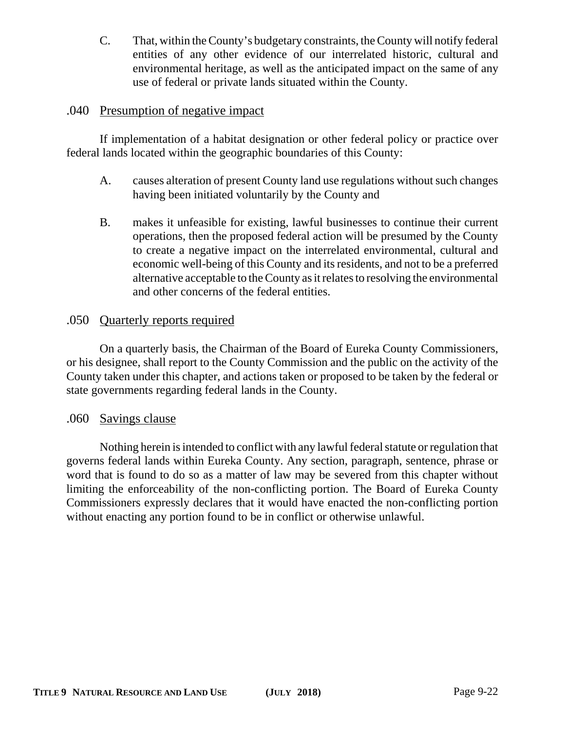C. That, within the County's budgetary constraints, the County will notify federal entities of any other evidence of our interrelated historic, cultural and environmental heritage, as well as the anticipated impact on the same of any use of federal or private lands situated within the County.

### .040 Presumption of negative impact

If implementation of a habitat designation or other federal policy or practice over federal lands located within the geographic boundaries of this County:

A. causes alteration of present County land use regulations without such changes having been initiated voluntarily by the County and

B. makes it unfeasible for existing, lawful businesses to continue their current operations, then the proposed federal action will be presumed by the County to create a negative impact on the interrelated environmental, cultural and economic well-being of this County and its residents, and not to be a preferred alternative acceptable to the County as it relates to resolving the environmental and other concerns of the federal entities.

### .050 Quarterly reports required

On a quarterly basis, the Chairman of the Board of Eureka County Commissioners, or his designee, shall report to the County Commission and the public on the activity of the County taken under this chapter, and actions taken or proposed to be taken by the federal or state governments regarding federal lands in the County.

### .060 Savings clause

Nothing herein is intended to conflict with any lawful federal statute or regulation that governs federal lands within Eureka County. Any section, paragraph, sentence, phrase or word that is found to do so as a matter of law may be severed from this chapter without limiting the enforceability of the non-conflicting portion. The Board of Eureka County Commissioners expressly declares that it would have enacted the non-conflicting portion without enacting any portion found to be in conflict or otherwise unlawful.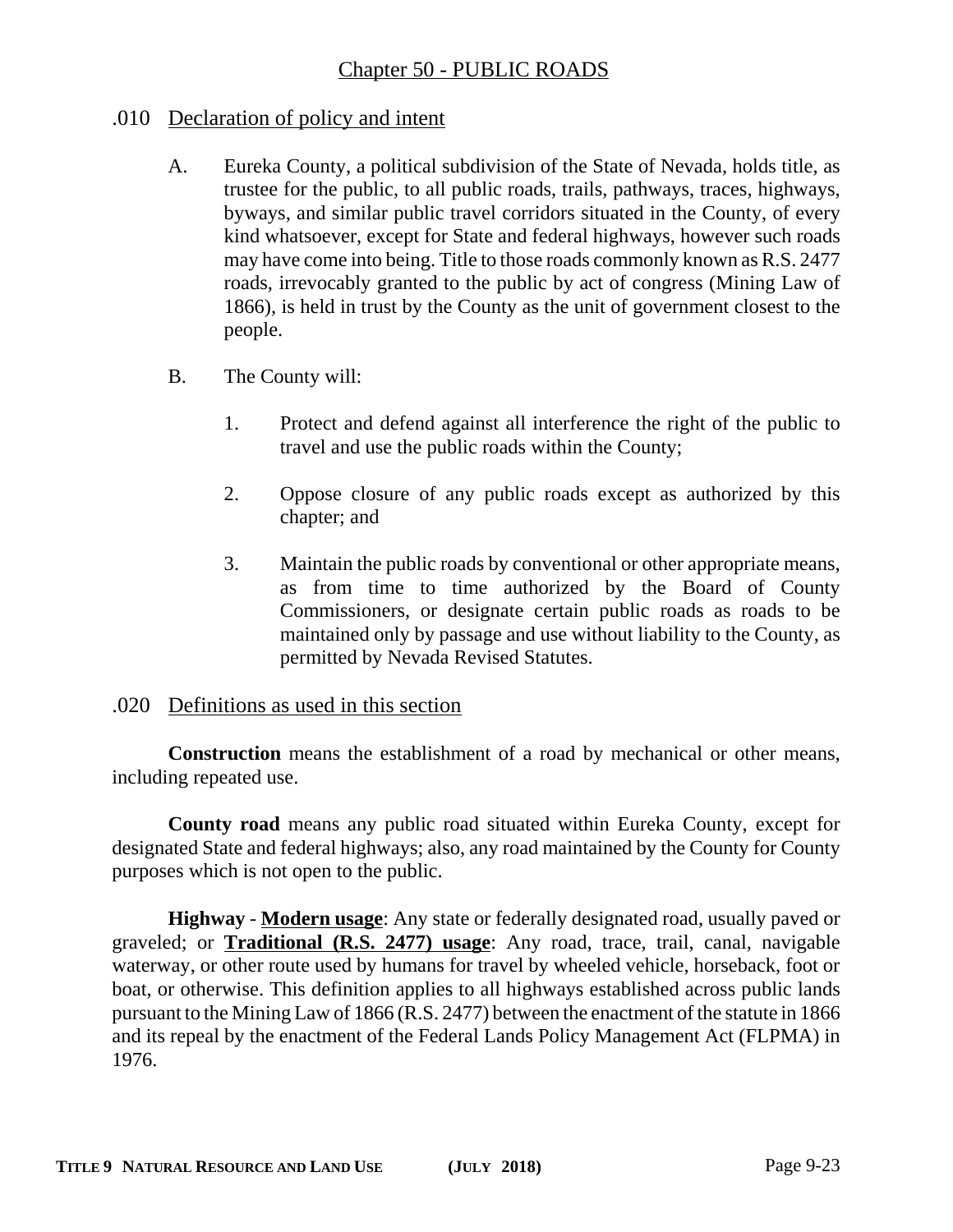# Chapter 50 - PUBLIC ROADS

## .010 Declaration of policy and intent

A. Eureka County, a political subdivision of the State of Nevada, holds title, as trustee for the public, to all public roads, trails, pathways, traces, highways, byways, and similar public travel corridors situated in the County, of every kind whatsoever, except for State and federal highways, however such roads may have come into being. Title to those roads commonly known as R.S. 2477 roads, irrevocably granted to the public by act of congress (Mining Law of 1866), is held in trust by the County as the unit of government closest to the people.

B. The County will:

1. Protect and defend against all interference the right of the public to travel and use the public roads within the County;

2. Oppose closure of any public roads except as authorized by this chapter; and

3. Maintain the public roads by conventional or other appropriate means, as from time to time authorized by the Board of County Commissioners, or designate certain public roads as roads to be maintained only by passage and use without liability to the County, as permitted by Nevada Revised Statutes.

## .020 Definitions as used in this section

**Construction** means the establishment of a road by mechanical or other means, including repeated use.

**County road** means any public road situated within Eureka County, except for designated State and federal highways; also, any road maintained by the County for County purposes which is not open to the public.

**Highway** - **Modern usage**: Any state or federally designated road, usually paved or graveled; or **Traditional (R.S. 2477) usage**: Any road, trace, trail, canal, navigable waterway, or other route used by humans for travel by wheeled vehicle, horseback, foot or boat, or otherwise. This definition applies to all highways established across public lands pursuant to the Mining Law of 1866 (R.S. 2477) between the enactment of the statute in 1866 and its repeal by the enactment of the Federal Lands Policy Management Act (FLPMA) in 1976.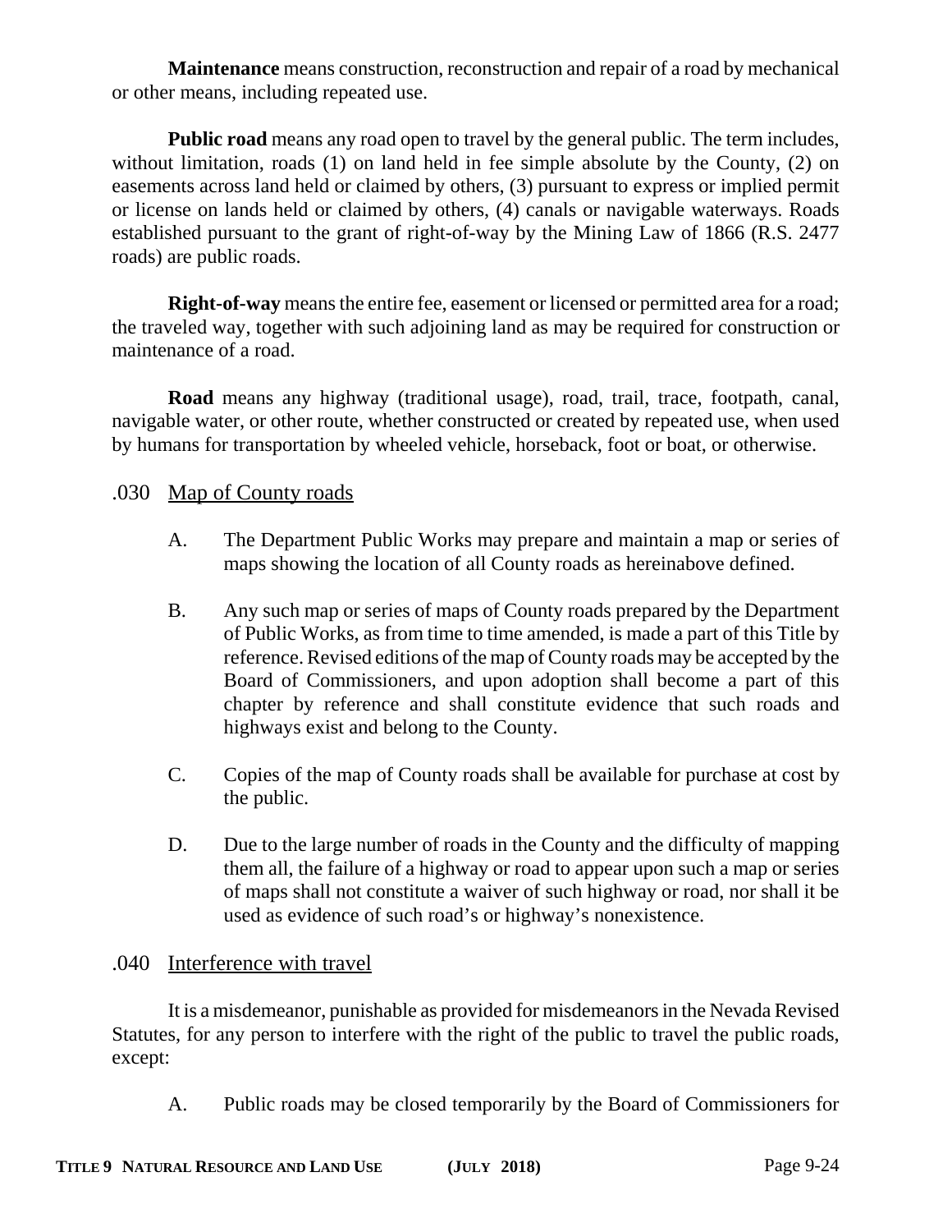**Maintenance** means construction, reconstruction and repair of a road by mechanical or other means, including repeated use.

**Public road** means any road open to travel by the general public. The term includes, without limitation, roads (1) on land held in fee simple absolute by the County, (2) on easements across land held or claimed by others, (3) pursuant to express or implied permit or license on lands held or claimed by others, (4) canals or navigable waterways. Roads established pursuant to the grant of right-of-way by the Mining Law of 1866 (R.S. 2477 roads) are public roads.

**Right-of-way** means the entire fee, easement or licensed or permitted area for a road; the traveled way, together with such adjoining land as may be required for construction or maintenance of a road.

**Road** means any highway (traditional usage), road, trail, trace, footpath, canal, navigable water, or other route, whether constructed or created by repeated use, when used by humans for transportation by wheeled vehicle, horseback, foot or boat, or otherwise.

## .030 Map of County roads

A. The Department Public Works may prepare and maintain a map or series of maps showing the location of all County roads as hereinabove defined.

B. Any such map or series of maps of County roads prepared by the Department of Public Works, as from time to time amended, is made a part of this Title by reference. Revised editions of the map of County roads may be accepted by the Board of Commissioners, and upon adoption shall become a part of this chapter by reference and shall constitute evidence that such roads and highways exist and belong to the County.

C. Copies of the map of County roads shall be available for purchase at cost by the public.

D. Due to the large number of roads in the County and the difficulty of mapping them all, the failure of a highway or road to appear upon such a map or series of maps shall not constitute a waiver of such highway or road, nor shall it be used as evidence of such road's or highway's nonexistence.

## .040 Interference with travel

It is a misdemeanor, punishable as provided for misdemeanors in the Nevada Revised Statutes, for any person to interfere with the right of the public to travel the public roads, except:

A. Public roads may be closed temporarily by the Board of Commissioners for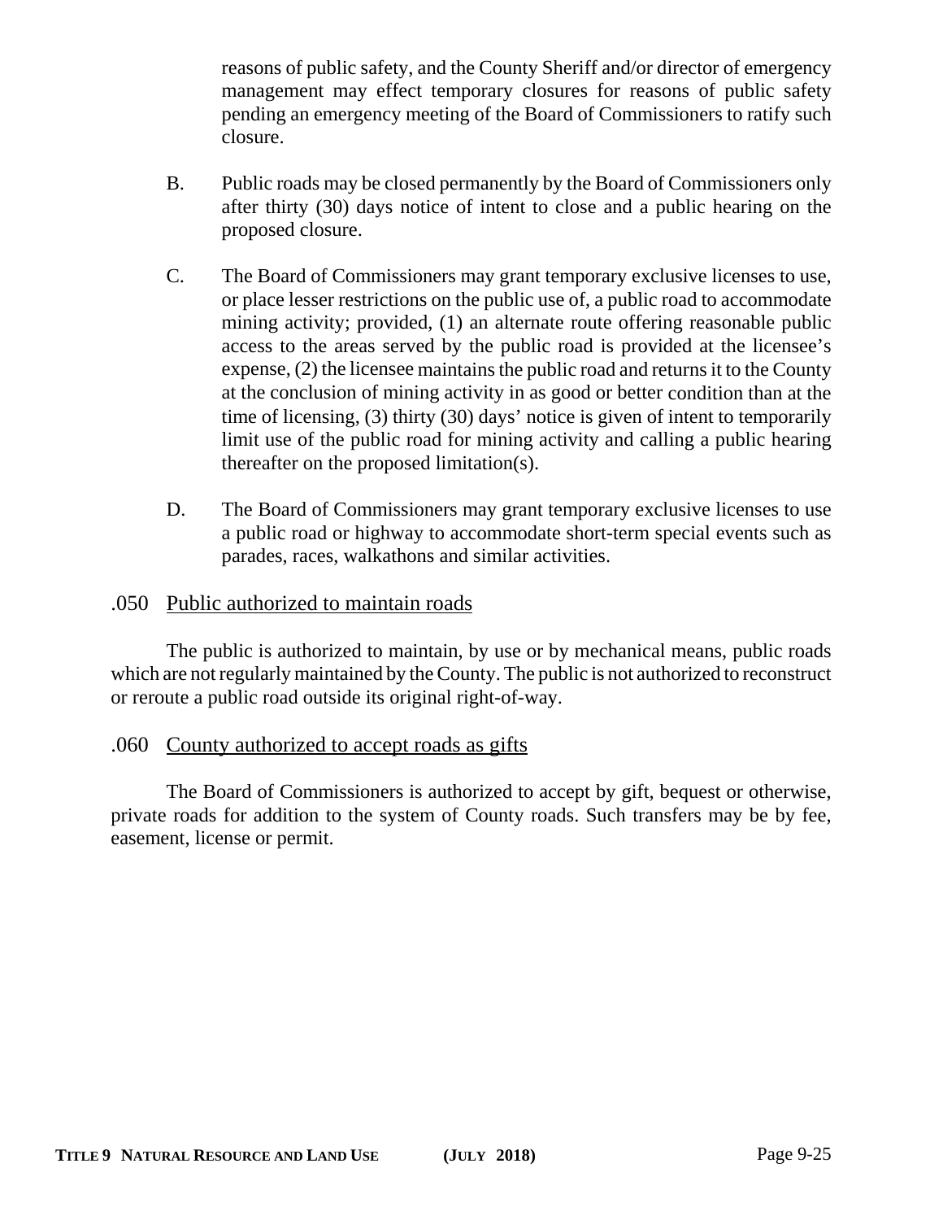reasons of public safety, and the County Sheriff and/or director of emergency management may effect temporary closures for reasons of public safety pending an emergency meeting of the Board of Commissioners to ratify such closure.

B. Public roads may be closed permanently by the Board of Commissioners only after thirty (30) days notice of intent to close and a public hearing on the proposed closure.

C. The Board of Commissioners may grant temporary exclusive licenses to use, or place lesser restrictions on the public use of, a public road to accommodate mining activity; provided, (1) an alternate route offering reasonable public access to the areas served by the public road is provided at the licensee's expense, (2) the licensee maintains the public road and returns it to the County at the conclusion of mining activity in as good or better condition than at the time of licensing, (3) thirty (30) days' notice is given of intent to temporarily limit use of the public road for mining activity and calling a public hearing thereafter on the proposed limitation(s).

D. The Board of Commissioners may grant temporary exclusive licenses to use a public road or highway to accommodate short-term special events such as parades, races, walkathons and similar activities.

## .050 Public authorized to maintain roads

The public is authorized to maintain, by use or by mechanical means, public roads which are not regularly maintained by the County. The public is not authorized to reconstruct or reroute a public road outside its original right-of-way.

## .060 County authorized to accept roads as gifts

The Board of Commissioners is authorized to accept by gift, bequest or otherwise, private roads for addition to the system of County roads. Such transfers may be by fee, easement, license or permit.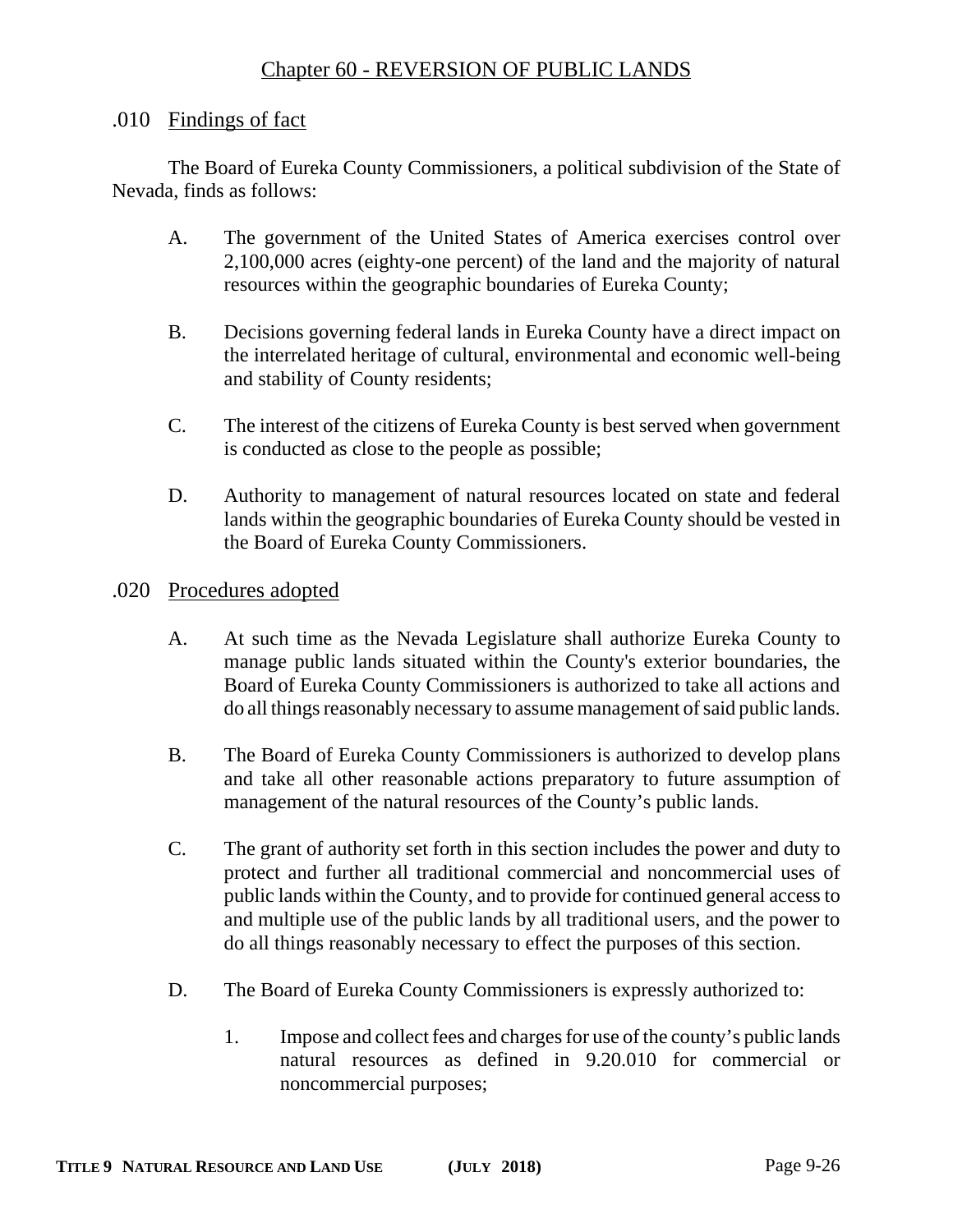# Chapter 60 - REVERSION OF PUBLIC LANDS

## .010 Findings of fact

The Board of Eureka County Commissioners, a political subdivision of the State of Nevada, finds as follows:

A. The government of the United States of America exercises control over 2,100,000 acres (eighty-one percent) of the land and the majority of natural resources within the geographic boundaries of Eureka County;

B. Decisions governing federal lands in Eureka County have a direct impact on the interrelated heritage of cultural, environmental and economic well-being and stability of County residents;

C. The interest of the citizens of Eureka County is best served when government is conducted as close to the people as possible;

D. Authority to management of natural resources located on state and federal lands within the geographic boundaries of Eureka County should be vested in the Board of Eureka County Commissioners.

## .020 Procedures adopted

A. At such time as the Nevada Legislature shall authorize Eureka County to manage public lands situated within the County's exterior boundaries, the Board of Eureka County Commissioners is authorized to take all actions and do all things reasonably necessary to assume management of said public lands.

B. The Board of Eureka County Commissioners is authorized to develop plans and take all other reasonable actions preparatory to future assumption of management of the natural resources of the County's public lands.

C. The grant of authority set forth in this section includes the power and duty to protect and further all traditional commercial and noncommercial uses of public lands within the County, and to provide for continued general access to and multiple use of the public lands by all traditional users, and the power to do all things reasonably necessary to effect the purposes of this section.

D. The Board of Eureka County Commissioners is expressly authorized to:

1. Impose and collect fees and charges for use of the county's public lands natural resources as defined in 9.20.010 for commercial or noncommercial purposes;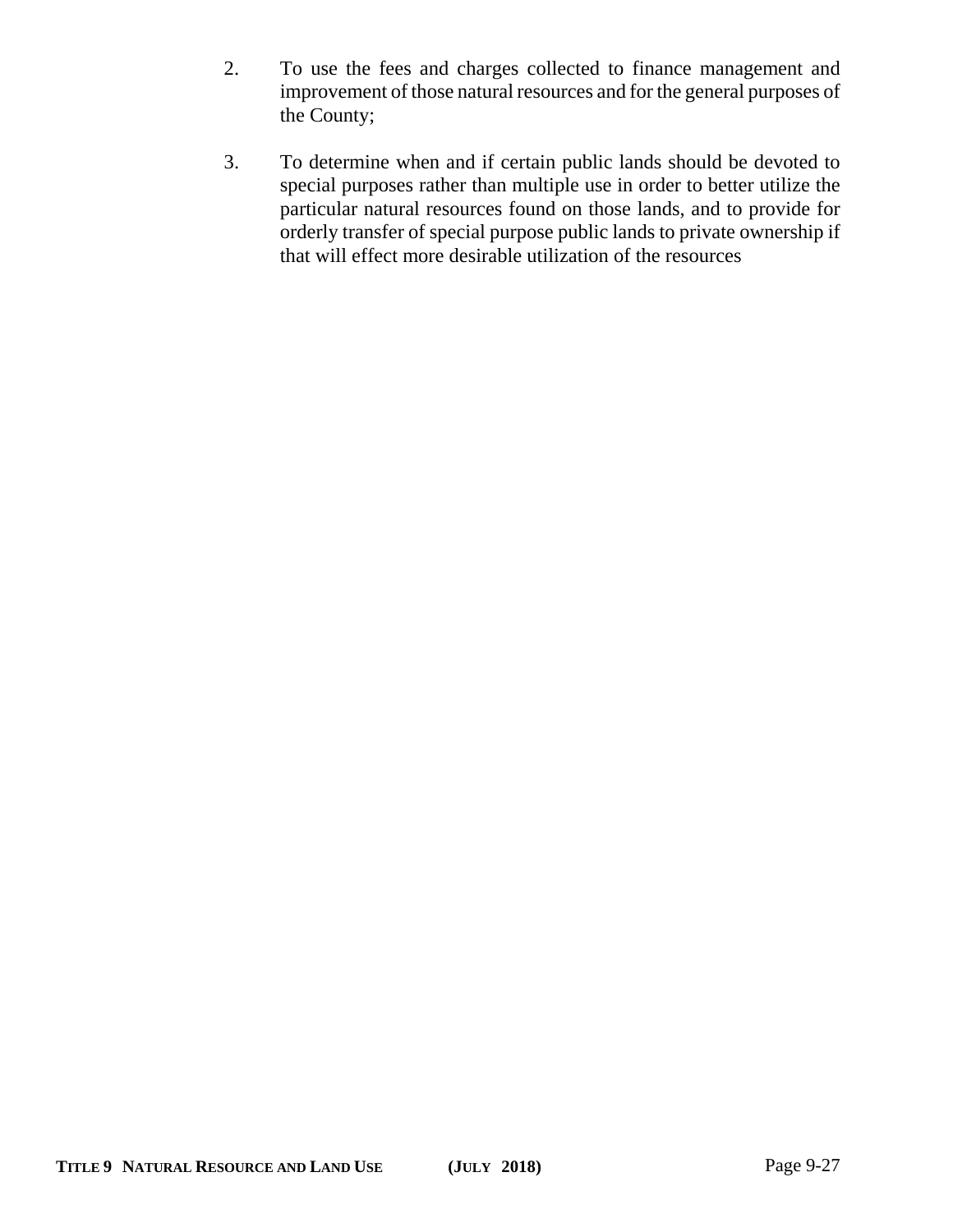2. To use the fees and charges collected to finance management and improvement of those natural resources and for the general purposes of the County;

3. To determine when and if certain public lands should be devoted to special purposes rather than multiple use in order to better utilize the particular natural resources found on those lands, and to provide for orderly transfer of special purpose public lands to private ownership if that will effect more desirable utilization of the resources